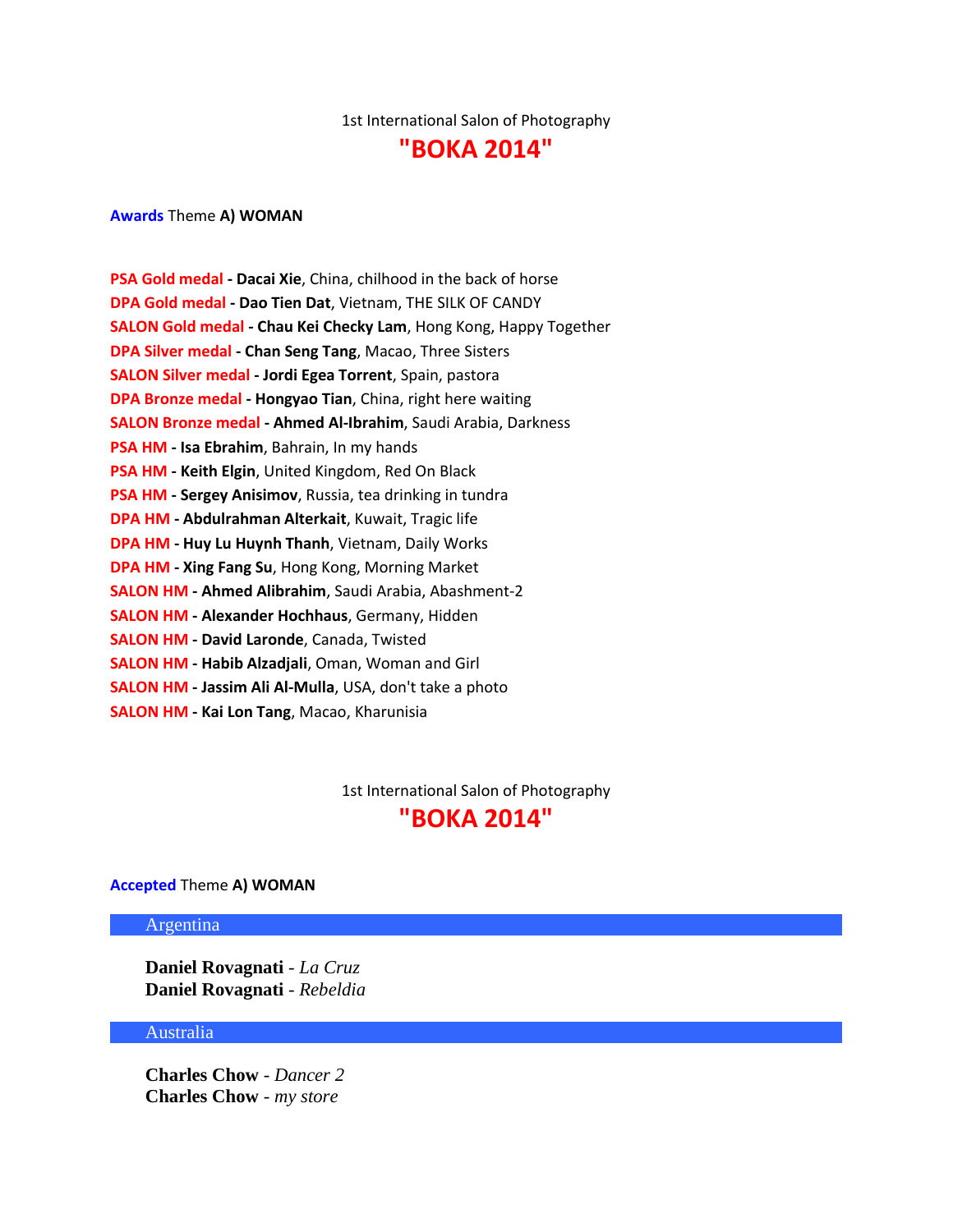1st International Salon of Photography

# "BOKA 2014"

**Awards** Theme **A) WOMAN**

**PSA Gold medal - Dacai Xie**, China, chilhood in the back of horse
**DPA Gold medal - Dao Tien Dat**, Vietnam, THE SILK OF CANDY
**SALON Gold medal - Chau Kei Checky Lam**, Hong Kong, Happy Together
**DPA Silver medal - Chan Seng Tang**, Macao, Three Sisters
**SALON Silver medal - Jordi Egea Torrent**, Spain, pastora
**DPA Bronze medal - Hongyao Tian**, China, right here waiting
**SALON Bronze medal - Ahmed Al-Ibrahim**, Saudi Arabia, Darkness
**PSA HM - Isa Ebrahim**, Bahrain, In my hands
**PSA HM - Keith Elgin**, United Kingdom, Red On Black
**PSA HM - Sergey Anisimov**, Russia, tea drinking in tundra
**DPA HM - Abdulrahman Alterkait**, Kuwait, Tragic life
**DPA HM - Huy Lu Huynh Thanh**, Vietnam, Daily Works
**DPA HM - Xing Fang Su**, Hong Kong, Morning Market
**SALON HM - Ahmed Alibrahim**, Saudi Arabia, Abashment-2
**SALON HM - Alexander Hochhaus**, Germany, Hidden
**SALON HM - David Laronde**, Canada, Twisted
**SALON HM - Habib Alzadjali**, Oman, Woman and Girl
**SALON HM - Jassim Ali Al-Mulla**, USA, don't take a photo
**SALON HM - Kai Lon Tang**, Macao, Kharunisia

1st International Salon of Photography

# "BOKA 2014"

**Accepted** Theme **A) WOMAN**

### Argentina

**Daniel Rovagnati** - *La Cruz*
**Daniel Rovagnati** - *Rebeldia*

### Australia

**Charles Chow** - *Dancer 2*
**Charles Chow** - *my store*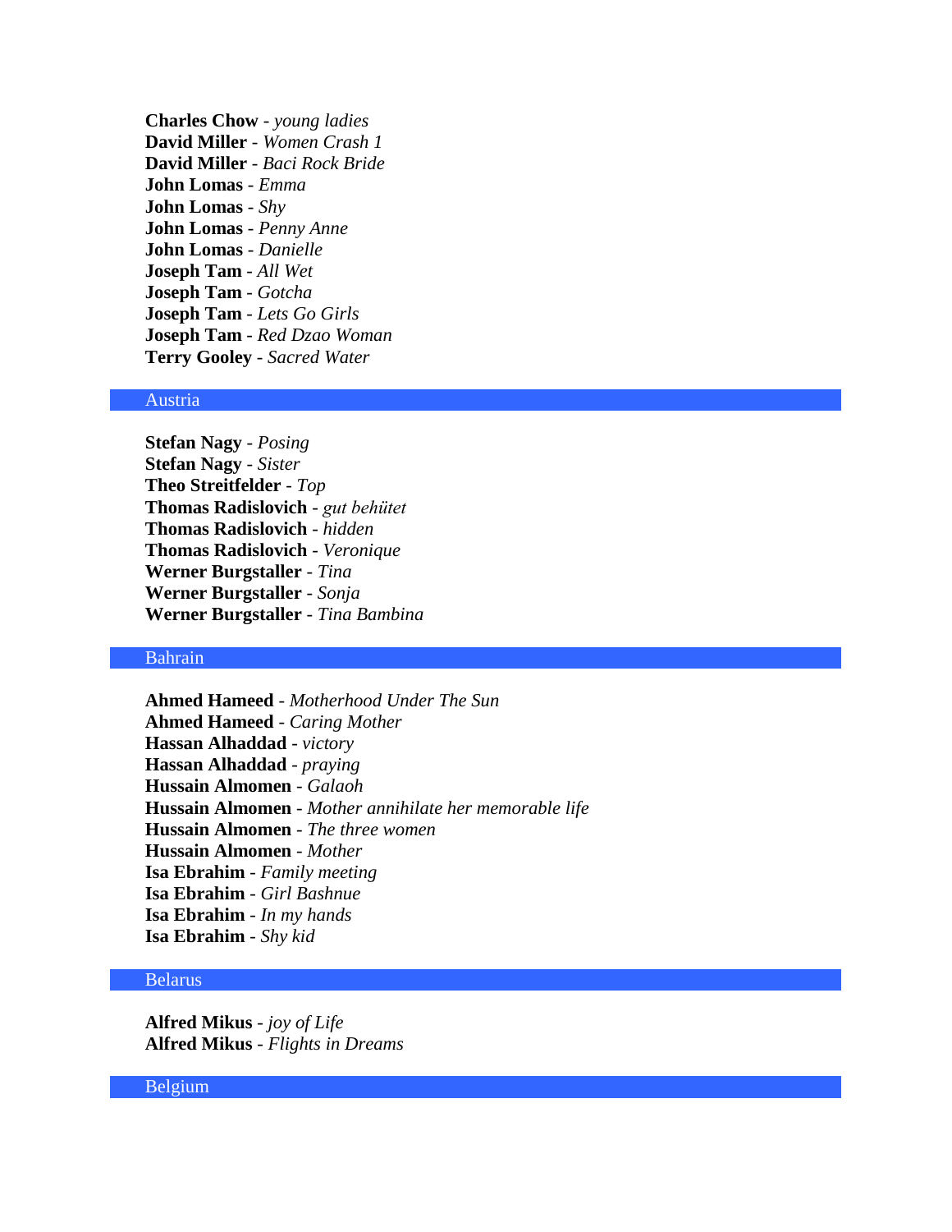**Charles Chow** - *young ladies*
**David Miller** - *Women Crash 1*
**David Miller** - *Baci Rock Bride*
**John Lomas** - *Emma*
**John Lomas** - *Shy*
**John Lomas** - *Penny Anne*
**John Lomas** - *Danielle*
**Joseph Tam** - *All Wet*
**Joseph Tam** - *Gotcha*
**Joseph Tam** - *Lets Go Girls*
**Joseph Tam** - *Red Dzao Woman*
**Terry Gooley** - *Sacred Water*

## Austria

**Stefan Nagy** - *Posing*
**Stefan Nagy** - *Sister*
**Theo Streitfelder** - *Top*
**Thomas Radislovich** - *gut behütet*
**Thomas Radislovich** - *hidden*
**Thomas Radislovich** - *Veronique*
**Werner Burgstaller** - *Tina*
**Werner Burgstaller** - *Sonja*
**Werner Burgstaller** - *Tina Bambina*

## Bahrain

**Ahmed Hameed** - *Motherhood Under The Sun*
**Ahmed Hameed** - *Caring Mother*
**Hassan Alhaddad** - *victory*
**Hassan Alhaddad** - *praying*
**Hussain Almomen** - *Galaoh*
**Hussain Almomen** - *Mother annihilate her memorable life*
**Hussain Almomen** - *The three women*
**Hussain Almomen** - *Mother*
**Isa Ebrahim** - *Family meeting*
**Isa Ebrahim** - *Girl Bashnue*
**Isa Ebrahim** - *In my hands*
**Isa Ebrahim** - *Shy kid*

## Belarus

**Alfred Mikus** - *joy of Life*
**Alfred Mikus** - *Flights in Dreams*

## Belgium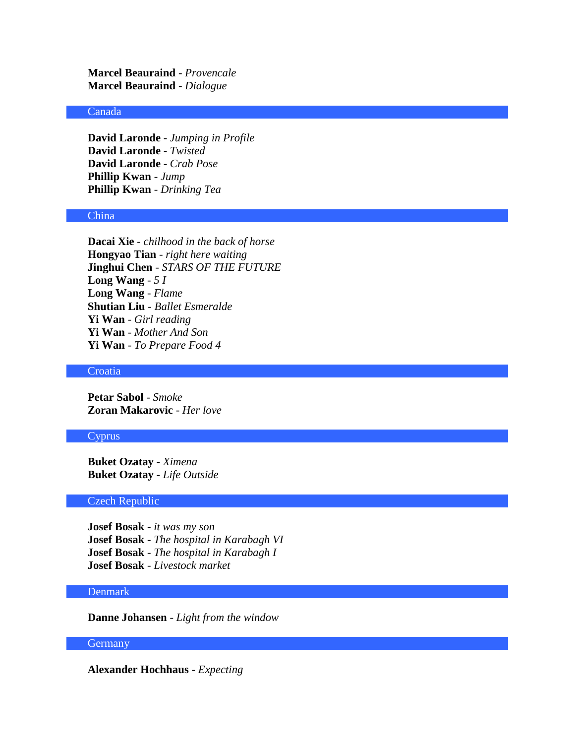**Marcel Beauraind** - *Provencale*
**Marcel Beauraind** - *Dialogue*

## Canada

**David Laronde** - *Jumping in Profile*
**David Laronde** - *Twisted*
**David Laronde** - *Crab Pose*
**Phillip Kwan** - *Jump*
**Phillip Kwan** - *Drinking Tea*

## China

**Dacai Xie** - *chilhood in the back of horse*
**Hongyao Tian** - *right here waiting*
**Jinghui Chen** - *STARS OF THE FUTURE*
**Long Wang** - *5 I*
**Long Wang** - *Flame*
**Shutian Liu** - *Ballet Esmeralde*
**Yi Wan** - *Girl reading*
**Yi Wan** - *Mother And Son*
**Yi Wan** - *To Prepare Food 4*

## Croatia

**Petar Sabol** - *Smoke*
**Zoran Makarovic** - *Her love*

## Cyprus

**Buket Ozatay** - *Ximena*
**Buket Ozatay** - *Life Outside*

## Czech Republic

**Josef Bosak** - *it was my son*
**Josef Bosak** - *The hospital in Karabagh VI*
**Josef Bosak** - *The hospital in Karabagh I*
**Josef Bosak** - *Livestock market*

## Denmark

**Danne Johansen** - *Light from the window*

## Germany

**Alexander Hochhaus** - *Expecting*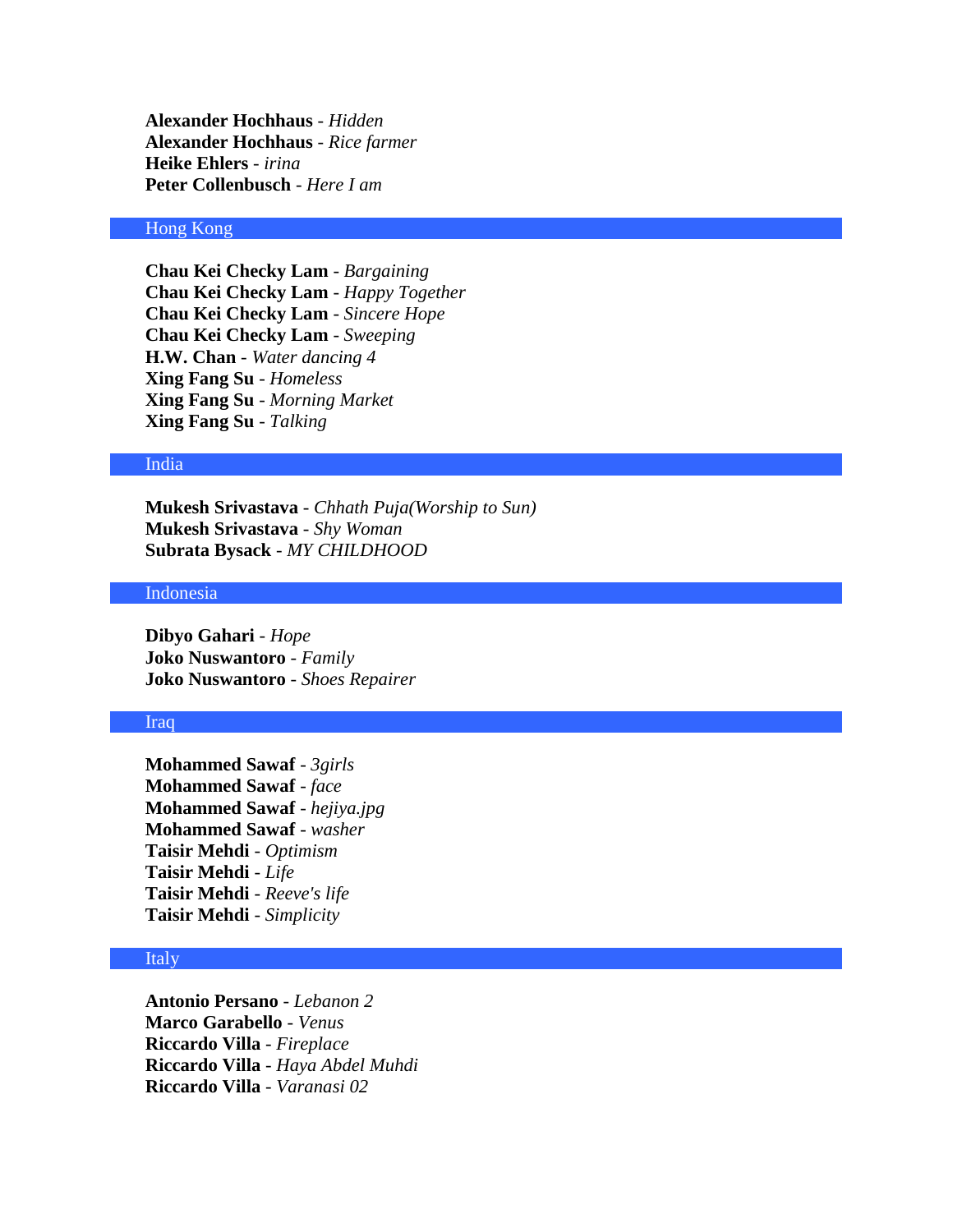**Alexander Hochhaus** - *Hidden*
**Alexander Hochhaus** - *Rice farmer*
**Heike Ehlers** - *irina*
**Peter Collenbusch** - *Here I am*

## Hong Kong

**Chau Kei Checky Lam** - *Bargaining*
**Chau Kei Checky Lam** - *Happy Together*
**Chau Kei Checky Lam** - *Sincere Hope*
**Chau Kei Checky Lam** - *Sweeping*
**H.W. Chan** - *Water dancing 4*
**Xing Fang Su** - *Homeless*
**Xing Fang Su** - *Morning Market*
**Xing Fang Su** - *Talking*

## India

**Mukesh Srivastava** - *Chhath Puja(Worship to Sun)*
**Mukesh Srivastava** - *Shy Woman*
**Subrata Bysack** - *MY CHILDHOOD*

## Indonesia

**Dibyo Gahari** - *Hope*
**Joko Nuswantoro** - *Family*
**Joko Nuswantoro** - *Shoes Repairer*

## Iraq

**Mohammed Sawaf** - *3girls*
**Mohammed Sawaf** - *face*
**Mohammed Sawaf** - *hejiya.jpg*
**Mohammed Sawaf** - *washer*
**Taisir Mehdi** - *Optimism*
**Taisir Mehdi** - *Life*
**Taisir Mehdi** - *Reeve's life*
**Taisir Mehdi** - *Simplicity*

## Italy

**Antonio Persano** - *Lebanon 2*
**Marco Garabello** - *Venus*
**Riccardo Villa** - *Fireplace*
**Riccardo Villa** - *Haya Abdel Muhdi*
**Riccardo Villa** - *Varanasi 02*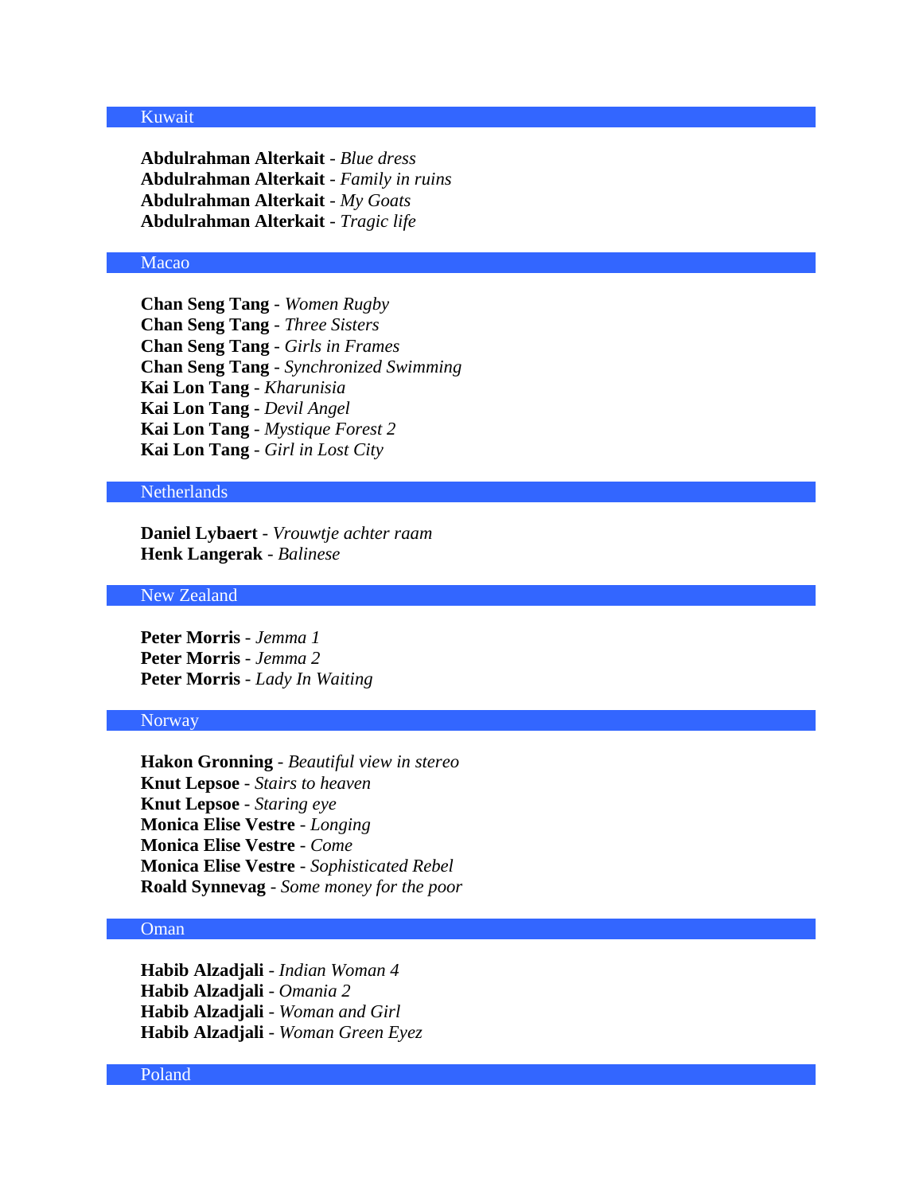## Kuwait

**Abdulrahman Alterkait** - *Blue dress*
**Abdulrahman Alterkait** - *Family in ruins*
**Abdulrahman Alterkait** - *My Goats*
**Abdulrahman Alterkait** - *Tragic life*

## Macao

**Chan Seng Tang** - *Women Rugby*
**Chan Seng Tang** - *Three Sisters*
**Chan Seng Tang** - *Girls in Frames*
**Chan Seng Tang** - *Synchronized Swimming*
**Kai Lon Tang** - *Kharunisia*
**Kai Lon Tang** - *Devil Angel*
**Kai Lon Tang** - *Mystique Forest 2*
**Kai Lon Tang** - *Girl in Lost City*

## Netherlands

**Daniel Lybaert** - *Vrouwtje achter raam*
**Henk Langerak** - *Balinese*

## New Zealand

**Peter Morris** - *Jemma 1*
**Peter Morris** - *Jemma 2*
**Peter Morris** - *Lady In Waiting*

## Norway

**Hakon Gronning** - *Beautiful view in stereo*
**Knut Lepsoe** - *Stairs to heaven*
**Knut Lepsoe** - *Staring eye*
**Monica Elise Vestre** - *Longing*
**Monica Elise Vestre** - *Come*
**Monica Elise Vestre** - *Sophisticated Rebel*
**Roald Synnevag** - *Some money for the poor*

## Oman

**Habib Alzadjali** - *Indian Woman 4*
**Habib Alzadjali** - *Omania 2*
**Habib Alzadjali** - *Woman and Girl*
**Habib Alzadjali** - *Woman Green Eyez*

## Poland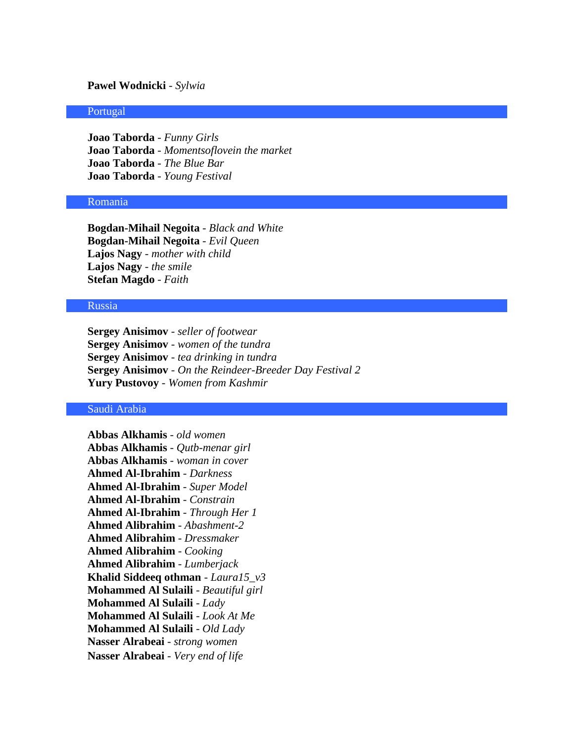**Pawel Wodnicki** - *Sylwia*

## Portugal

**Joao Taborda** - *Funny Girls*
**Joao Taborda** - *Momentsoflovein the market*
**Joao Taborda** - *The Blue Bar*
**Joao Taborda** - *Young Festival*

## Romania

**Bogdan-Mihail Negoita** - *Black and White*
**Bogdan-Mihail Negoita** - *Evil Queen*
**Lajos Nagy** - *mother with child*
**Lajos Nagy** - *the smile*
**Stefan Magdo** - *Faith*

## Russia

**Sergey Anisimov** - *seller of footwear*
**Sergey Anisimov** - *women of the tundra*
**Sergey Anisimov** - *tea drinking in tundra*
**Sergey Anisimov** - *On the Reindeer-Breeder Day Festival 2*
**Yury Pustovoy** - *Women from Kashmir*

## Saudi Arabia

**Abbas Alkhamis** - *old women*
**Abbas Alkhamis** - *Qutb-menar girl*
**Abbas Alkhamis** - *woman in cover*
**Ahmed Al-Ibrahim** - *Darkness*
**Ahmed Al-Ibrahim** - *Super Model*
**Ahmed Al-Ibrahim** - *Constrain*
**Ahmed Al-Ibrahim** - *Through Her 1*
**Ahmed Alibrahim** - *Abashment-2*
**Ahmed Alibrahim** - *Dressmaker*
**Ahmed Alibrahim** - *Cooking*
**Ahmed Alibrahim** - *Lumberjack*
**Khalid Siddeeq othman** - *Laura15_v3*
**Mohammed Al Sulaili** - *Beautiful girl*
**Mohammed Al Sulaili** - *Lady*
**Mohammed Al Sulaili** - *Look At Me*
**Mohammed Al Sulaili** - *Old Lady*
**Nasser Alrabeai** - *strong women*
**Nasser Alrabeai** - *Very end of life*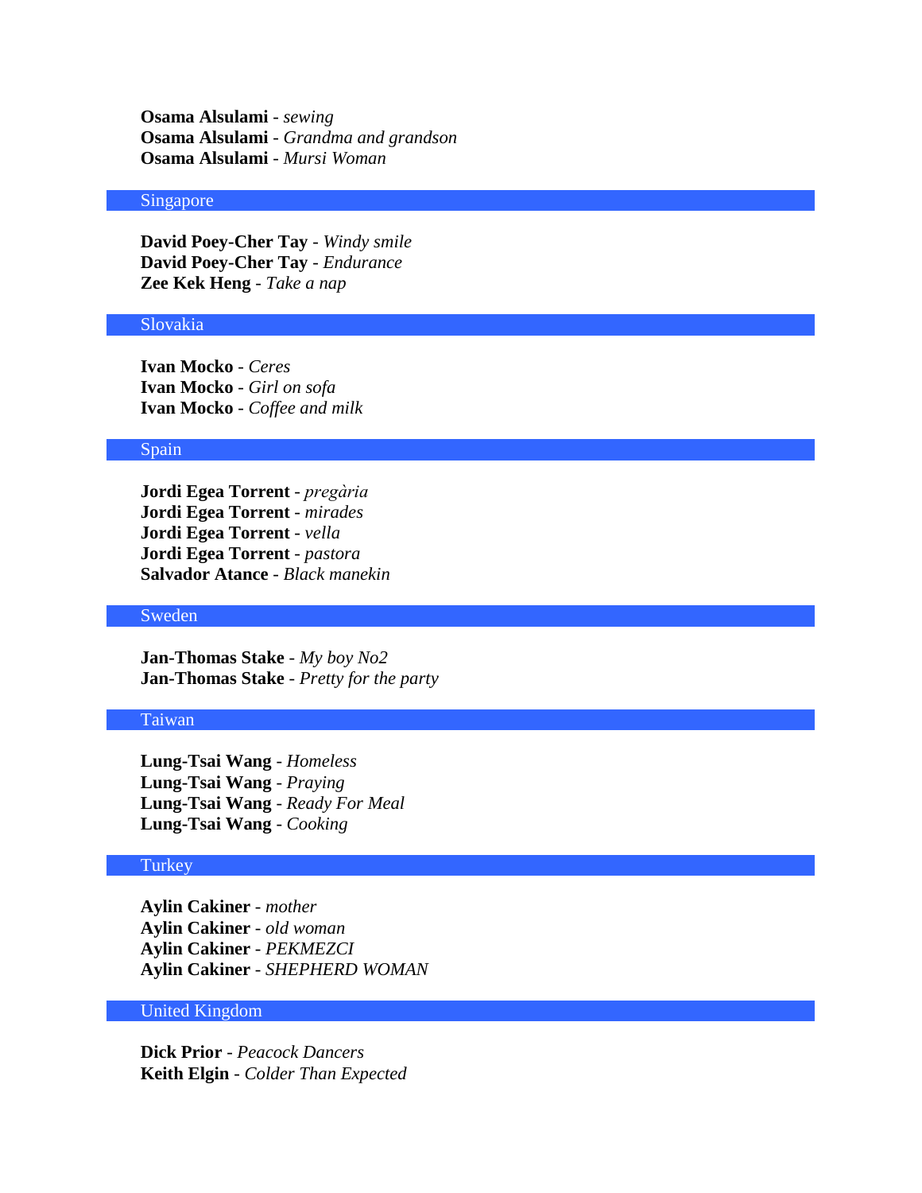**Osama Alsulami** - *sewing*
**Osama Alsulami** - *Grandma and grandson*
**Osama Alsulami** - *Mursi Woman*

## Singapore

**David Poey-Cher Tay** - *Windy smile*
**David Poey-Cher Tay** - *Endurance*
**Zee Kek Heng** - *Take a nap*

## Slovakia

**Ivan Mocko** - *Ceres*
**Ivan Mocko** - *Girl on sofa*
**Ivan Mocko** - *Coffee and milk*

## Spain

**Jordi Egea Torrent** - *pregària*
**Jordi Egea Torrent** - *mirades*
**Jordi Egea Torrent** - *vella*
**Jordi Egea Torrent** - *pastora*
**Salvador Atance** - *Black manekin*

## Sweden

**Jan-Thomas Stake** - *My boy No2*
**Jan-Thomas Stake** - *Pretty for the party*

## Taiwan

**Lung-Tsai Wang** - *Homeless*
**Lung-Tsai Wang** - *Praying*
**Lung-Tsai Wang** - *Ready For Meal*
**Lung-Tsai Wang** - *Cooking*

## Turkey

**Aylin Cakiner** - *mother*
**Aylin Cakiner** - *old woman*
**Aylin Cakiner** - *PEKMEZCI*
**Aylin Cakiner** - *SHEPHERD WOMAN*

## United Kingdom

**Dick Prior** - *Peacock Dancers*
**Keith Elgin** - *Colder Than Expected*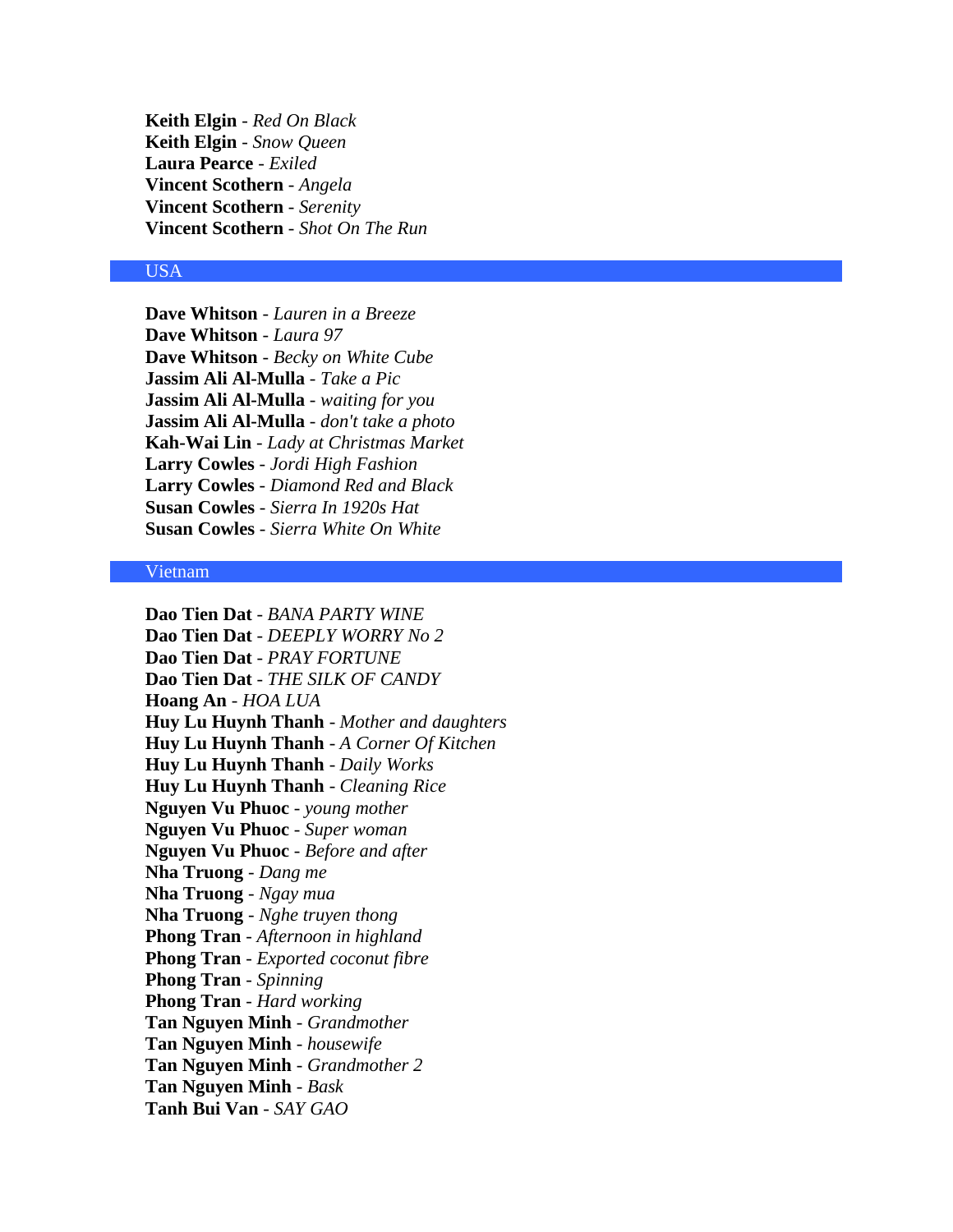**Keith Elgin** - *Red On Black*
**Keith Elgin** - *Snow Queen*
**Laura Pearce** - *Exiled*
**Vincent Scothern** - *Angela*
**Vincent Scothern** - *Serenity*
**Vincent Scothern** - *Shot On The Run*

## USA

**Dave Whitson** - *Lauren in a Breeze*
**Dave Whitson** - *Laura 97*
**Dave Whitson** - *Becky on White Cube*
**Jassim Ali Al-Mulla** - *Take a Pic*
**Jassim Ali Al-Mulla** - *waiting for you*
**Jassim Ali Al-Mulla** - *don't take a photo*
**Kah-Wai Lin** - *Lady at Christmas Market*
**Larry Cowles** - *Jordi High Fashion*
**Larry Cowles** - *Diamond Red and Black*
**Susan Cowles** - *Sierra In 1920s Hat*
**Susan Cowles** - *Sierra White On White*

## Vietnam

**Dao Tien Dat** - *BANA PARTY WINE*
**Dao Tien Dat** - *DEEPLY WORRY No 2*
**Dao Tien Dat** - *PRAY FORTUNE*
**Dao Tien Dat** - *THE SILK OF CANDY*
**Hoang An** - *HOA LUA*
**Huy Lu Huynh Thanh** - *Mother and daughters*
**Huy Lu Huynh Thanh** - *A Corner Of Kitchen*
**Huy Lu Huynh Thanh** - *Daily Works*
**Huy Lu Huynh Thanh** - *Cleaning Rice*
**Nguyen Vu Phuoc** - *young mother*
**Nguyen Vu Phuoc** - *Super woman*
**Nguyen Vu Phuoc** - *Before and after*
**Nha Truong** - *Dang me*
**Nha Truong** - *Ngay mua*
**Nha Truong** - *Nghe truyen thong*
**Phong Tran** - *Afternoon in highland*
**Phong Tran** - *Exported coconut fibre*
**Phong Tran** - *Spinning*
**Phong Tran** - *Hard working*
**Tan Nguyen Minh** - *Grandmother*
**Tan Nguyen Minh** - *housewife*
**Tan Nguyen Minh** - *Grandmother 2*
**Tan Nguyen Minh** - *Bask*
**Tanh Bui Van** - *SAY GAO*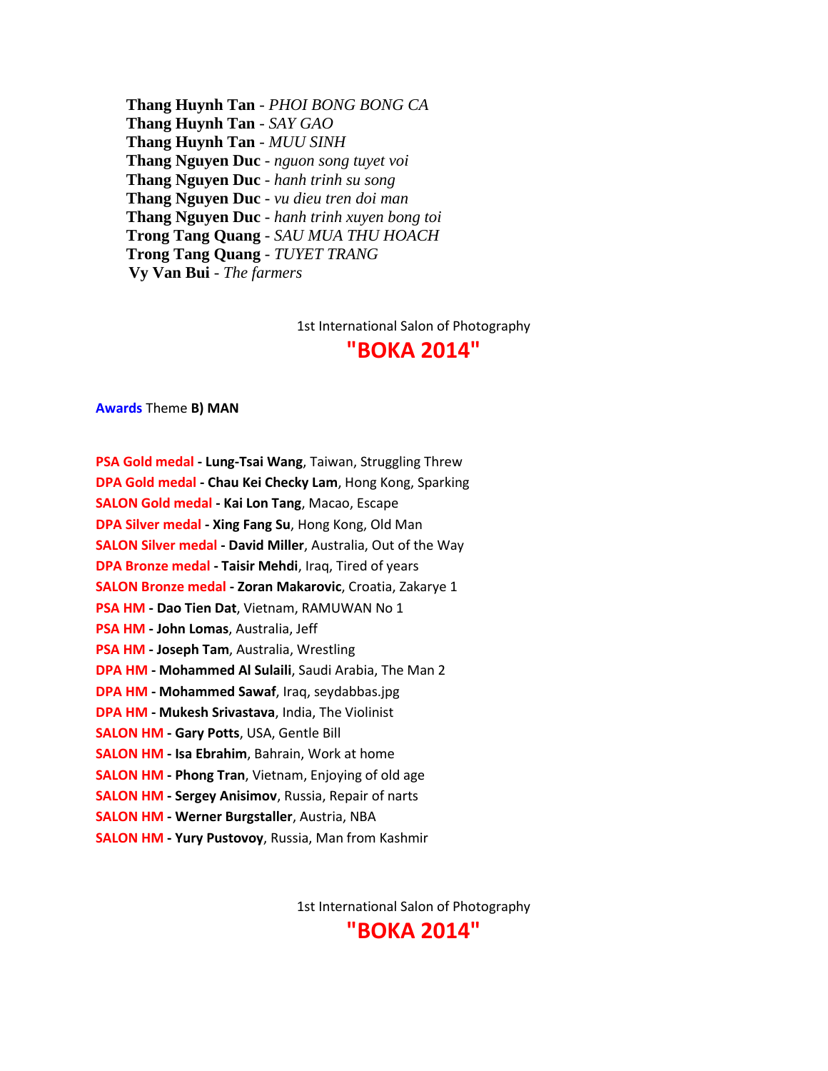**Thang Huynh Tan** - *PHOI BONG BONG CA*
**Thang Huynh Tan** - *SAY GAO*
**Thang Huynh Tan** - *MUU SINH*
**Thang Nguyen Duc** - *nguon song tuyet voi*
**Thang Nguyen Duc** - *hanh trinh su song*
**Thang Nguyen Duc** - *vu dieu tren doi man*
**Thang Nguyen Duc** - *hanh trinh xuyen bong toi*
**Trong Tang Quang** - *SAU MUA THU HOACH*
**Trong Tang Quang** - *TUYET TRANG*
**Vy Van Bui** - *The farmers*

1st International Salon of Photography

## "BOKA 2014"

**Awards** Theme **B) MAN**

**PSA Gold medal - Lung-Tsai Wang**, Taiwan, Struggling Threw
**DPA Gold medal - Chau Kei Checky Lam**, Hong Kong, Sparking
**SALON Gold medal - Kai Lon Tang**, Macao, Escape
**DPA Silver medal - Xing Fang Su**, Hong Kong, Old Man
**SALON Silver medal - David Miller**, Australia, Out of the Way
**DPA Bronze medal - Taisir Mehdi**, Iraq, Tired of years
**SALON Bronze medal - Zoran Makarovic**, Croatia, Zakarye 1
**PSA HM - Dao Tien Dat**, Vietnam, RAMUWAN No 1
**PSA HM - John Lomas**, Australia, Jeff
**PSA HM - Joseph Tam**, Australia, Wrestling
**DPA HM - Mohammed Al Sulaili**, Saudi Arabia, The Man 2
**DPA HM - Mohammed Sawaf**, Iraq, seydabbas.jpg
**DPA HM - Mukesh Srivastava**, India, The Violinist
**SALON HM - Gary Potts**, USA, Gentle Bill
**SALON HM - Isa Ebrahim**, Bahrain, Work at home
**SALON HM - Phong Tran**, Vietnam, Enjoying of old age
**SALON HM - Sergey Anisimov**, Russia, Repair of narts
**SALON HM - Werner Burgstaller**, Austria, NBA
**SALON HM - Yury Pustovoy**, Russia, Man from Kashmir

1st International Salon of Photography

## "BOKA 2014"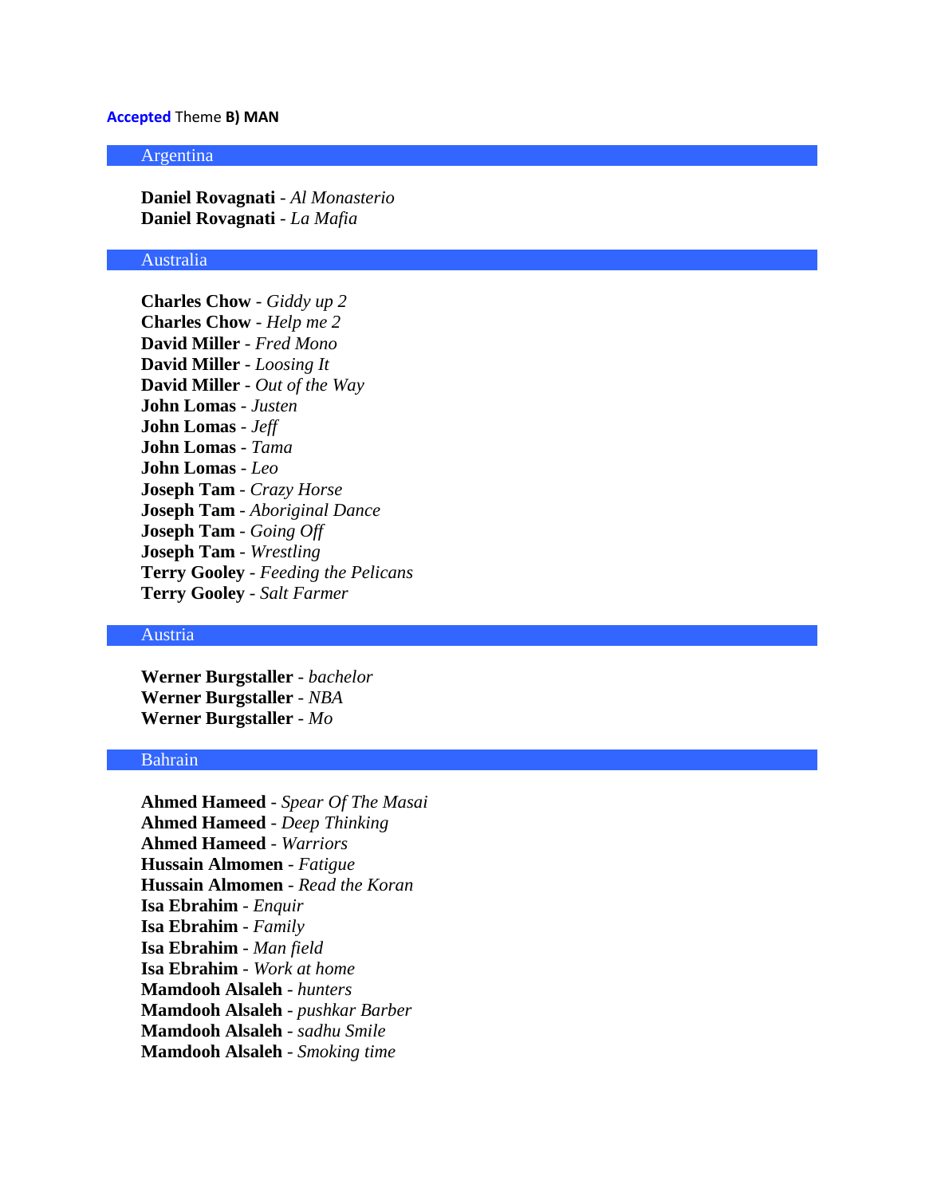**Accepted** Theme **B) MAN**

## Argentina

**Daniel Rovagnati** - *Al Monasterio*
**Daniel Rovagnati** - *La Mafia*

## Australia

**Charles Chow** - *Giddy up 2*
**Charles Chow** - *Help me 2*
**David Miller** - *Fred Mono*
**David Miller** - *Loosing It*
**David Miller** - *Out of the Way*
**John Lomas** - *Justen*
**John Lomas** - *Jeff*
**John Lomas** - *Tama*
**John Lomas** - *Leo*
**Joseph Tam** - *Crazy Horse*
**Joseph Tam** - *Aboriginal Dance*
**Joseph Tam** - *Going Off*
**Joseph Tam** - *Wrestling*
**Terry Gooley** - *Feeding the Pelicans*
**Terry Gooley** - *Salt Farmer*

## Austria

**Werner Burgstaller** - *bachelor*
**Werner Burgstaller** - *NBA*
**Werner Burgstaller** - *Mo*

## Bahrain

**Ahmed Hameed** - *Spear Of The Masai*
**Ahmed Hameed** - *Deep Thinking*
**Ahmed Hameed** - *Warriors*
**Hussain Almomen** - *Fatigue*
**Hussain Almomen** - *Read the Koran*
**Isa Ebrahim** - *Enquir*
**Isa Ebrahim** - *Family*
**Isa Ebrahim** - *Man field*
**Isa Ebrahim** - *Work at home*
**Mamdooh Alsaleh** - *hunters*
**Mamdooh Alsaleh** - *pushkar Barber*
**Mamdooh Alsaleh** - *sadhu Smile*
**Mamdooh Alsaleh** - *Smoking time*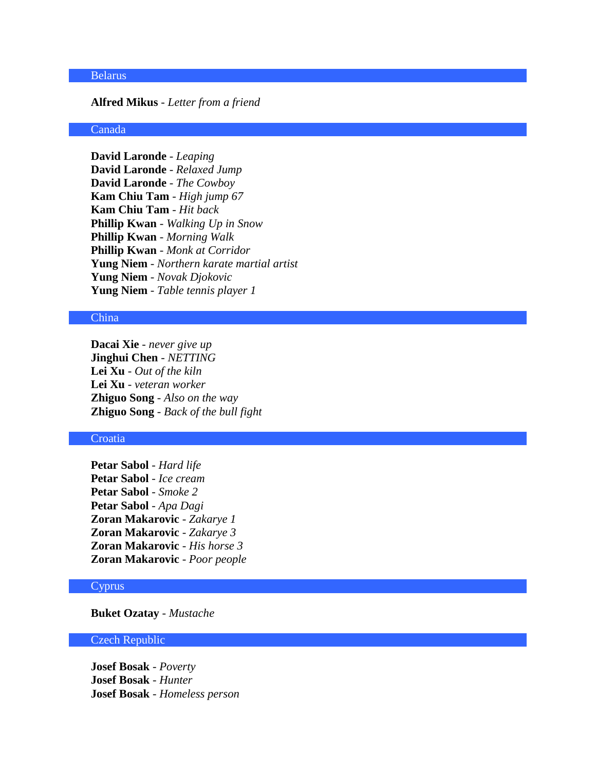## Belarus

**Alfred Mikus** - *Letter from a friend*

## Canada

**David Laronde** - *Leaping*
**David Laronde** - *Relaxed Jump*
**David Laronde** - *The Cowboy*
**Kam Chiu Tam** - *High jump 67*
**Kam Chiu Tam** - *Hit back*
**Phillip Kwan** - *Walking Up in Snow*
**Phillip Kwan** - *Morning Walk*
**Phillip Kwan** - *Monk at Corridor*
**Yung Niem** - *Northern karate martial artist*
**Yung Niem** - *Novak Djokovic*
**Yung Niem** - *Table tennis player 1*

## China

**Dacai Xie** - *never give up*
**Jinghui Chen** - *NETTING*
**Lei Xu** - *Out of the kiln*
**Lei Xu** - *veteran worker*
**Zhiguo Song** - *Also on the way*
**Zhiguo Song** - *Back of the bull fight*

## Croatia

**Petar Sabol** - *Hard life*
**Petar Sabol** - *Ice cream*
**Petar Sabol** - *Smoke 2*
**Petar Sabol** - *Apa Dagi*
**Zoran Makarovic** - *Zakarye 1*
**Zoran Makarovic** - *Zakarye 3*
**Zoran Makarovic** - *His horse 3*
**Zoran Makarovic** - *Poor people*

## Cyprus

**Buket Ozatay** - *Mustache*

## Czech Republic

**Josef Bosak** - *Poverty*
**Josef Bosak** - *Hunter*
**Josef Bosak** - *Homeless person*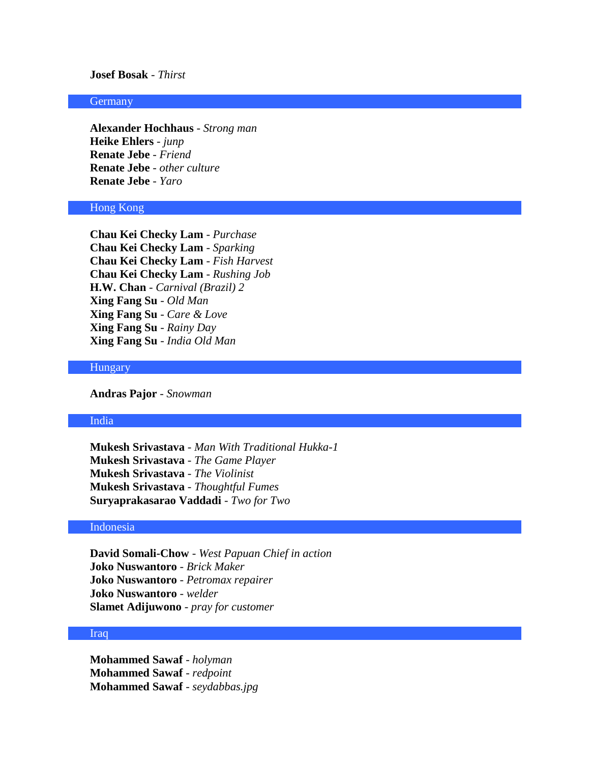**Josef Bosak** - *Thirst*

## Germany

**Alexander Hochhaus** - *Strong man*
**Heike Ehlers** - *junp*
**Renate Jebe** - *Friend*
**Renate Jebe** - *other culture*
**Renate Jebe** - *Yaro*

## Hong Kong

**Chau Kei Checky Lam** - *Purchase*
**Chau Kei Checky Lam** - *Sparking*
**Chau Kei Checky Lam** - *Fish Harvest*
**Chau Kei Checky Lam** - *Rushing Job*
**H.W. Chan** - *Carnival (Brazil) 2*
**Xing Fang Su** - *Old Man*
**Xing Fang Su** - *Care & Love*
**Xing Fang Su** - *Rainy Day*
**Xing Fang Su** - *India Old Man*

## Hungary

**Andras Pajor** - *Snowman*

## India

**Mukesh Srivastava** - *Man With Traditional Hukka-1*
**Mukesh Srivastava** - *The Game Player*
**Mukesh Srivastava** - *The Violinist*
**Mukesh Srivastava** - *Thoughtful Fumes*
**Suryaprakasarao Vaddadi** - *Two for Two*

## Indonesia

**David Somali-Chow** - *West Papuan Chief in action*
**Joko Nuswantoro** - *Brick Maker*
**Joko Nuswantoro** - *Petromax repairer*
**Joko Nuswantoro** - *welder*
**Slamet Adijuwono** - *pray for customer*

## Iraq

**Mohammed Sawaf** - *holyman*
**Mohammed Sawaf** - *redpoint*
**Mohammed Sawaf** - *seydabbas.jpg*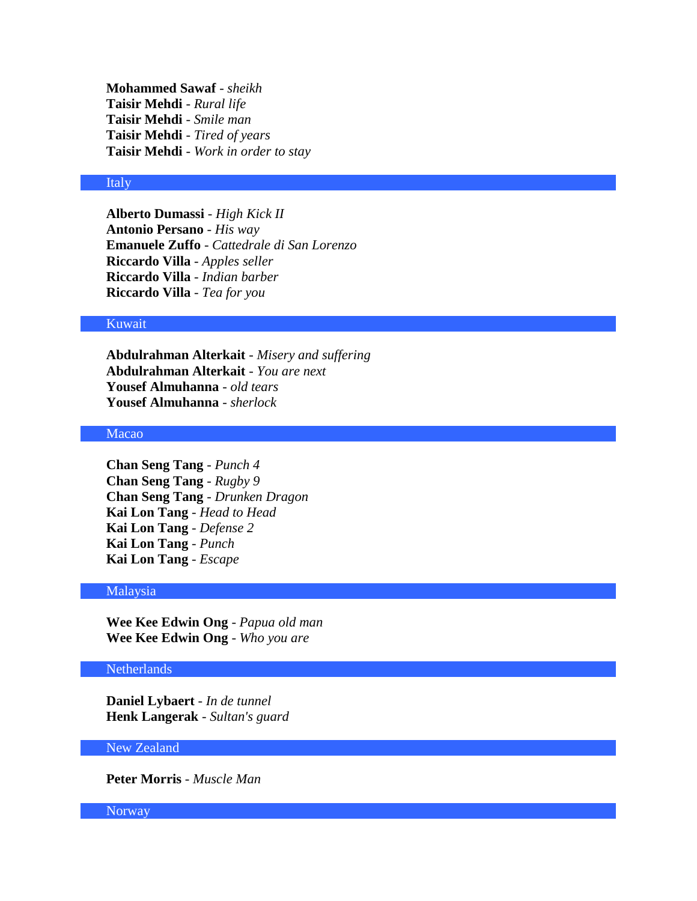**Mohammed Sawaf** - *sheikh*
**Taisir Mehdi** - *Rural life*
**Taisir Mehdi** - *Smile man*
**Taisir Mehdi** - *Tired of years*
**Taisir Mehdi** - *Work in order to stay*

## Italy

**Alberto Dumassi** - *High Kick II*
**Antonio Persano** - *His way*
**Emanuele Zuffo** - *Cattedrale di San Lorenzo*
**Riccardo Villa** - *Apples seller*
**Riccardo Villa** - *Indian barber*
**Riccardo Villa** - *Tea for you*

## Kuwait

**Abdulrahman Alterkait** - *Misery and suffering*
**Abdulrahman Alterkait** - *You are next*
**Yousef Almuhanna** - *old tears*
**Yousef Almuhanna** - *sherlock*

## Macao

**Chan Seng Tang** - *Punch 4*
**Chan Seng Tang** - *Rugby 9*
**Chan Seng Tang** - *Drunken Dragon*
**Kai Lon Tang** - *Head to Head*
**Kai Lon Tang** - *Defense 2*
**Kai Lon Tang** - *Punch*
**Kai Lon Tang** - *Escape*

## Malaysia

**Wee Kee Edwin Ong** - *Papua old man*
**Wee Kee Edwin Ong** - *Who you are*

## Netherlands

**Daniel Lybaert** - *In de tunnel*
**Henk Langerak** - *Sultan's guard*

## New Zealand

**Peter Morris** - *Muscle Man*

## Norway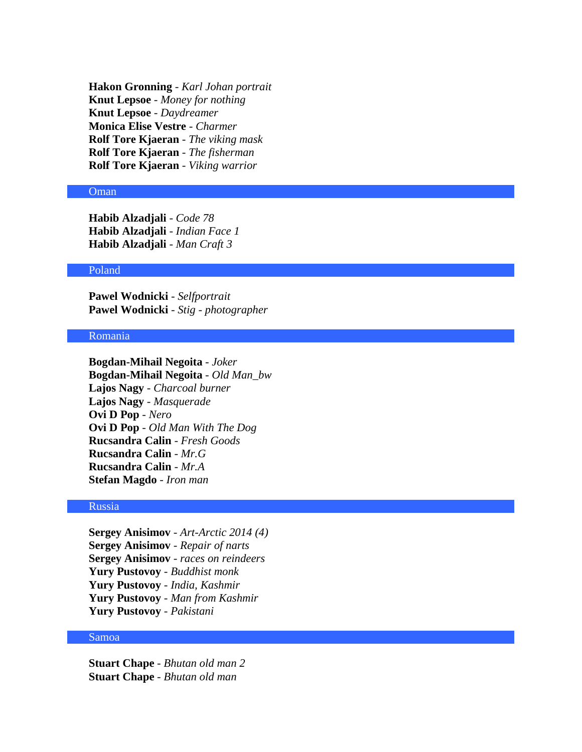**Hakon Gronning** - *Karl Johan portrait*
**Knut Lepsoe** - *Money for nothing*
**Knut Lepsoe** - *Daydreamer*
**Monica Elise Vestre** - *Charmer*
**Rolf Tore Kjaeran** - *The viking mask*
**Rolf Tore Kjaeran** - *The fisherman*
**Rolf Tore Kjaeran** - *Viking warrior*

## Oman

**Habib Alzadjali** - *Code 78*
**Habib Alzadjali** - *Indian Face 1*
**Habib Alzadjali** - *Man Craft 3*

## Poland

**Pawel Wodnicki** - *Selfportrait*
**Pawel Wodnicki** - *Stig - photographer*

## Romania

**Bogdan-Mihail Negoita** - *Joker*
**Bogdan-Mihail Negoita** - *Old Man_bw*
**Lajos Nagy** - *Charcoal burner*
**Lajos Nagy** - *Masquerade*
**Ovi D Pop** - *Nero*
**Ovi D Pop** - *Old Man With The Dog*
**Rucsandra Calin** - *Fresh Goods*
**Rucsandra Calin** - *Mr.G*
**Rucsandra Calin** - *Mr.A*
**Stefan Magdo** - *Iron man*

## Russia

**Sergey Anisimov** - *Art-Arctic 2014 (4)*
**Sergey Anisimov** - *Repair of narts*
**Sergey Anisimov** - *races on reindeers*
**Yury Pustovoy** - *Buddhist monk*
**Yury Pustovoy** - *India, Kashmir*
**Yury Pustovoy** - *Man from Kashmir*
**Yury Pustovoy** - *Pakistani*

## Samoa

**Stuart Chape** - *Bhutan old man 2*
**Stuart Chape** - *Bhutan old man*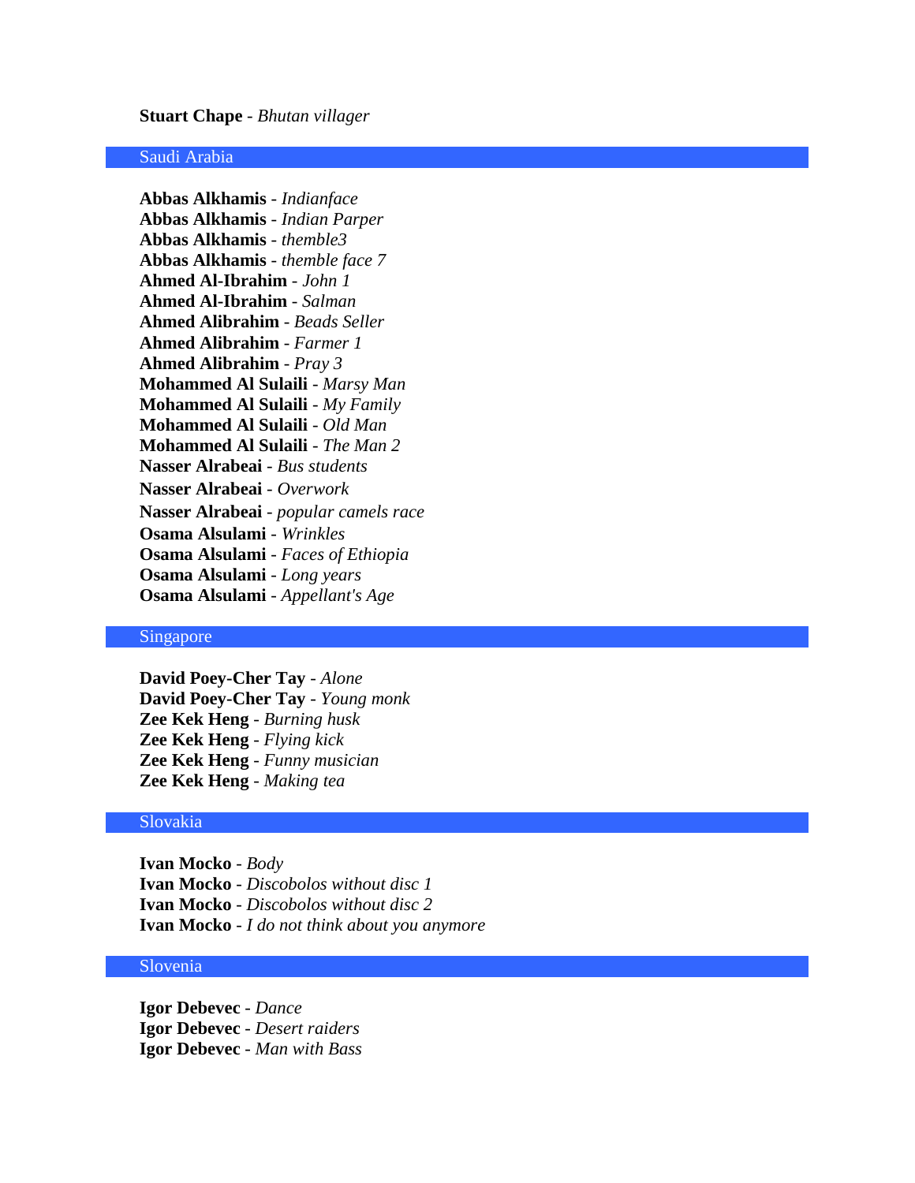**Stuart Chape** - *Bhutan villager*

## Saudi Arabia

**Abbas Alkhamis** - *Indianface*
**Abbas Alkhamis** - *Indian Parper*
**Abbas Alkhamis** - *themble3*
**Abbas Alkhamis** - *themble face 7*
**Ahmed Al-Ibrahim** - *John 1*
**Ahmed Al-Ibrahim** - *Salman*
**Ahmed Alibrahim** - *Beads Seller*
**Ahmed Alibrahim** - *Farmer 1*
**Ahmed Alibrahim** - *Pray 3*
**Mohammed Al Sulaili** - *Marsy Man*
**Mohammed Al Sulaili** - *My Family*
**Mohammed Al Sulaili** - *Old Man*
**Mohammed Al Sulaili** - *The Man 2*
**Nasser Alrabeai** - *Bus students*
**Nasser Alrabeai** - *Overwork*
**Nasser Alrabeai** - *popular camels race*
**Osama Alsulami** - *Wrinkles*
**Osama Alsulami** - *Faces of Ethiopia*
**Osama Alsulami** - *Long years*
**Osama Alsulami** - *Appellant's Age*

## Singapore

**David Poey-Cher Tay** - *Alone*
**David Poey-Cher Tay** - *Young monk*
**Zee Kek Heng** - *Burning husk*
**Zee Kek Heng** - *Flying kick*
**Zee Kek Heng** - *Funny musician*
**Zee Kek Heng** - *Making tea*

## Slovakia

**Ivan Mocko** - *Body*
**Ivan Mocko** - *Discobolos without disc 1*
**Ivan Mocko** - *Discobolos without disc 2*
**Ivan Mocko** - *I do not think about you anymore*

## Slovenia

**Igor Debevec** - *Dance*
**Igor Debevec** - *Desert raiders*
**Igor Debevec** - *Man with Bass*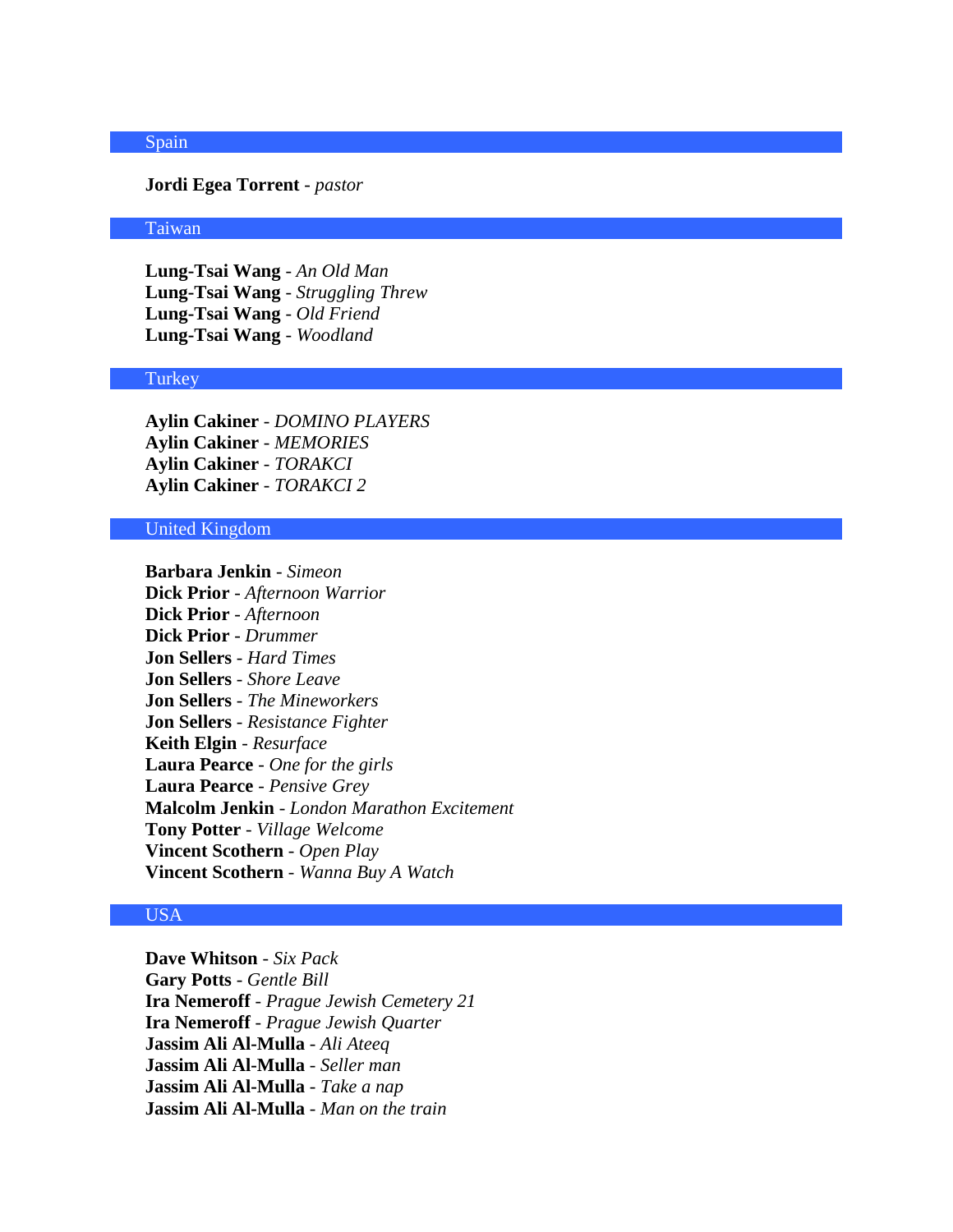## Spain

**Jordi Egea Torrent** - *pastor*

## Taiwan

**Lung-Tsai Wang** - *An Old Man*
**Lung-Tsai Wang** - *Struggling Threw*
**Lung-Tsai Wang** - *Old Friend*
**Lung-Tsai Wang** - *Woodland*

## Turkey

**Aylin Cakiner** - *DOMINO PLAYERS*
**Aylin Cakiner** - *MEMORIES*
**Aylin Cakiner** - *TORAKCI*
**Aylin Cakiner** - *TORAKCI 2*

## United Kingdom

**Barbara Jenkin** - *Simeon*
**Dick Prior** - *Afternoon Warrior*
**Dick Prior** - *Afternoon*
**Dick Prior** - *Drummer*
**Jon Sellers** - *Hard Times*
**Jon Sellers** - *Shore Leave*
**Jon Sellers** - *The Mineworkers*
**Jon Sellers** - *Resistance Fighter*
**Keith Elgin** - *Resurface*
**Laura Pearce** - *One for the girls*
**Laura Pearce** - *Pensive Grey*
**Malcolm Jenkin** - *London Marathon Excitement*
**Tony Potter** - *Village Welcome*
**Vincent Scothern** - *Open Play*
**Vincent Scothern** - *Wanna Buy A Watch*

## USA

**Dave Whitson** - *Six Pack*
**Gary Potts** - *Gentle Bill*
**Ira Nemeroff** - *Prague Jewish Cemetery 21*
**Ira Nemeroff** - *Prague Jewish Quarter*
**Jassim Ali Al-Mulla** - *Ali Ateeq*
**Jassim Ali Al-Mulla** - *Seller man*
**Jassim Ali Al-Mulla** - *Take a nap*
**Jassim Ali Al-Mulla** - *Man on the train*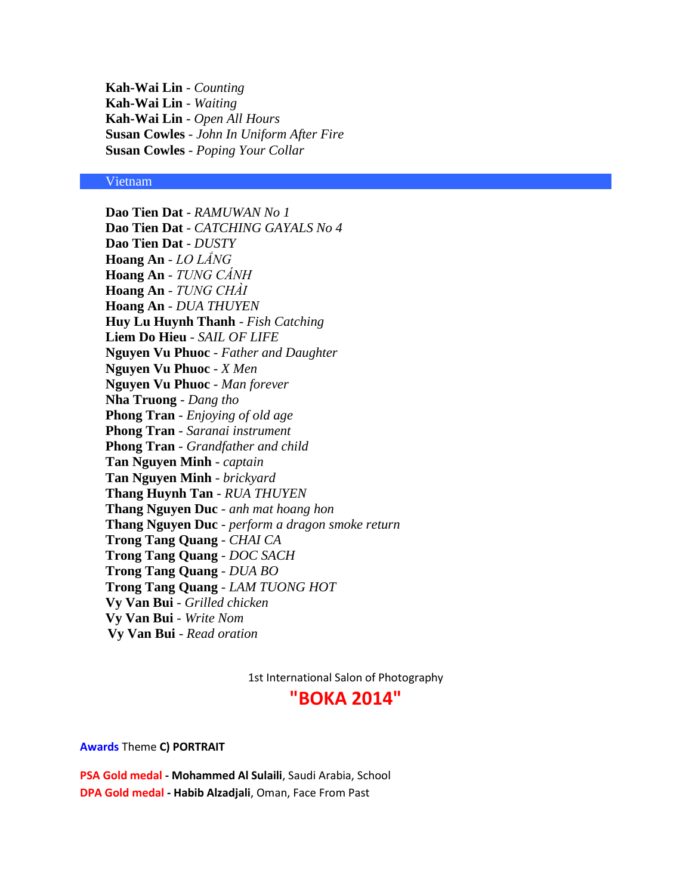**Kah-Wai Lin** - *Counting*
**Kah-Wai Lin** - *Waiting*
**Kah-Wai Lin** - *Open All Hours*
**Susan Cowles** - *John In Uniform After Fire*
**Susan Cowles** - *Poping Your Collar*

## Vietnam

**Dao Tien Dat** - *RAMUWAN No 1*
**Dao Tien Dat** - *CATCHING GAYALS No 4*
**Dao Tien Dat** - *DUSTY*
**Hoang An** - *LO LẮNG*
**Hoang An** - *TUNG CẢNH*
**Hoang An** - *TUNG CHÀI*
**Hoang An** - *DUA THUYEN*
**Huy Lu Huynh Thanh** - *Fish Catching*
**Liem Do Hieu** - *SAIL OF LIFE*
**Nguyen Vu Phuoc** - *Father and Daughter*
**Nguyen Vu Phuoc** - *X Men*
**Nguyen Vu Phuoc** - *Man forever*
**Nha Truong** - *Dang tho*
**Phong Tran** - *Enjoying of old age*
**Phong Tran** - *Saranai instrument*
**Phong Tran** - *Grandfather and child*
**Tan Nguyen Minh** - *captain*
**Tan Nguyen Minh** - *brickyard*
**Thang Huynh Tan** - *RUA THUYEN*
**Thang Nguyen Duc** - *anh mat hoang hon*
**Thang Nguyen Duc** - *perform a dragon smoke return*
**Trong Tang Quang** - *CHAI CA*
**Trong Tang Quang** - *DOC SACH*
**Trong Tang Quang** - *DUA BO*
**Trong Tang Quang** - *LAM TUONG HOT*
**Vy Van Bui** - *Grilled chicken*
**Vy Van Bui** - *Write Nom*
**Vy Van Bui** - *Read oration*

1st International Salon of Photography

# "BOKA 2014"

**Awards** Theme **C) PORTRAIT**

**PSA Gold medal - Mohammed Al Sulaili**, Saudi Arabia, School
**DPA Gold medal - Habib Alzadjali**, Oman, Face From Past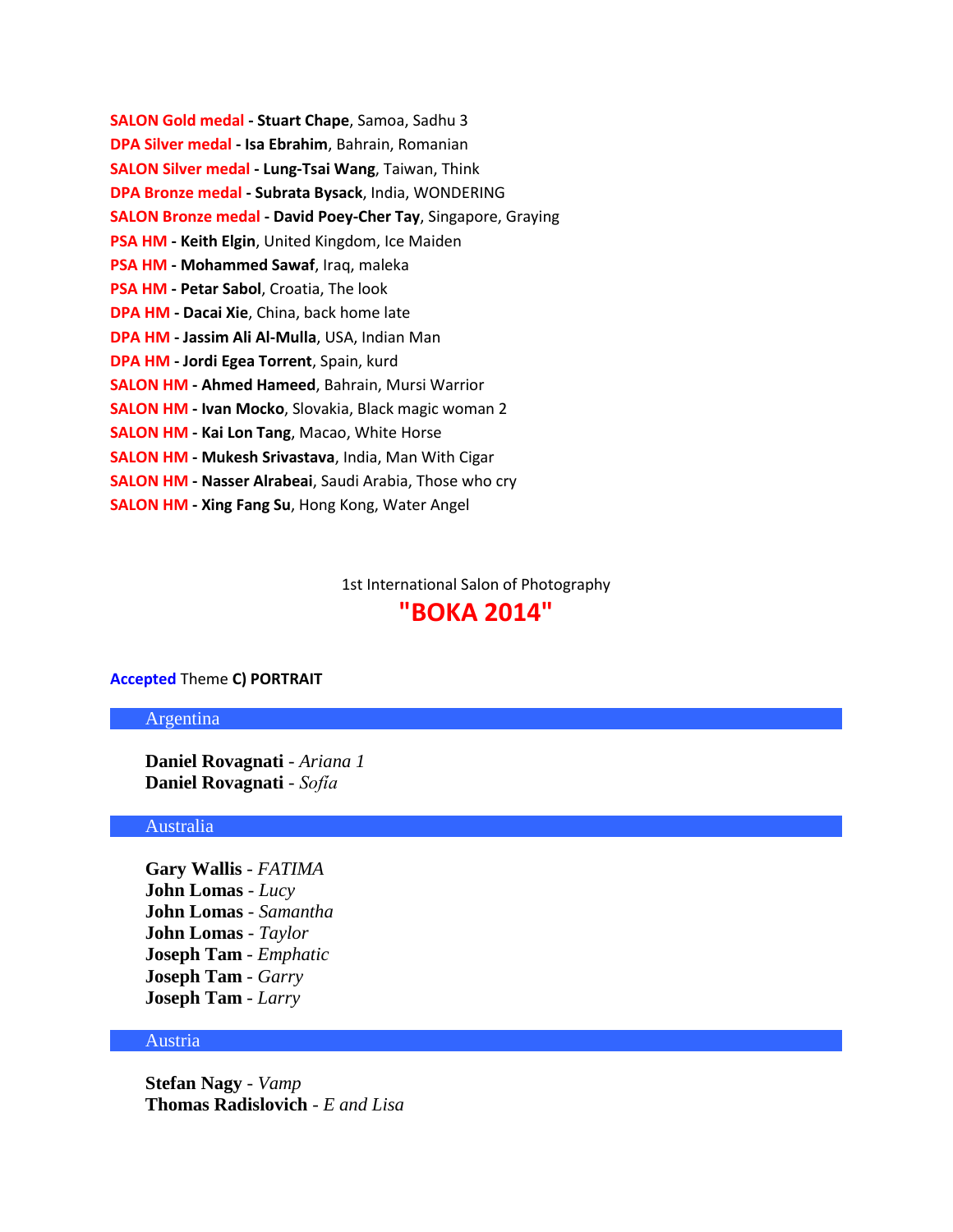**SALON Gold medal - Stuart Chape**, Samoa, Sadhu 3
**DPA Silver medal - Isa Ebrahim**, Bahrain, Romanian
**SALON Silver medal - Lung-Tsai Wang**, Taiwan, Think
**DPA Bronze medal - Subrata Bysack**, India, WONDERING
**SALON Bronze medal - David Poey-Cher Tay**, Singapore, Graying
**PSA HM - Keith Elgin**, United Kingdom, Ice Maiden
**PSA HM - Mohammed Sawaf**, Iraq, maleka
**PSA HM - Petar Sabol**, Croatia, The look
**DPA HM - Dacai Xie**, China, back home late
**DPA HM - Jassim Ali Al-Mulla**, USA, Indian Man
**DPA HM - Jordi Egea Torrent**, Spain, kurd
**SALON HM - Ahmed Hameed**, Bahrain, Mursi Warrior
**SALON HM - Ivan Mocko**, Slovakia, Black magic woman 2
**SALON HM - Kai Lon Tang**, Macao, White Horse
**SALON HM - Mukesh Srivastava**, India, Man With Cigar
**SALON HM - Nasser Alrabeai**, Saudi Arabia, Those who cry
**SALON HM - Xing Fang Su**, Hong Kong, Water Angel

1st International Salon of Photography

# "BOKA 2014"

Accepted Theme **C) PORTRAIT**

### Argentina

**Daniel Rovagnati** - *Ariana 1*
**Daniel Rovagnati** - *Sofía*

### Australia

**Gary Wallis** - *FATIMA*
**John Lomas** - *Lucy*
**John Lomas** - *Samantha*
**John Lomas** - *Taylor*
**Joseph Tam** - *Emphatic*
**Joseph Tam** - *Garry*
**Joseph Tam** - *Larry*

### Austria

**Stefan Nagy** - *Vamp*
**Thomas Radislovich** - *E and Lisa*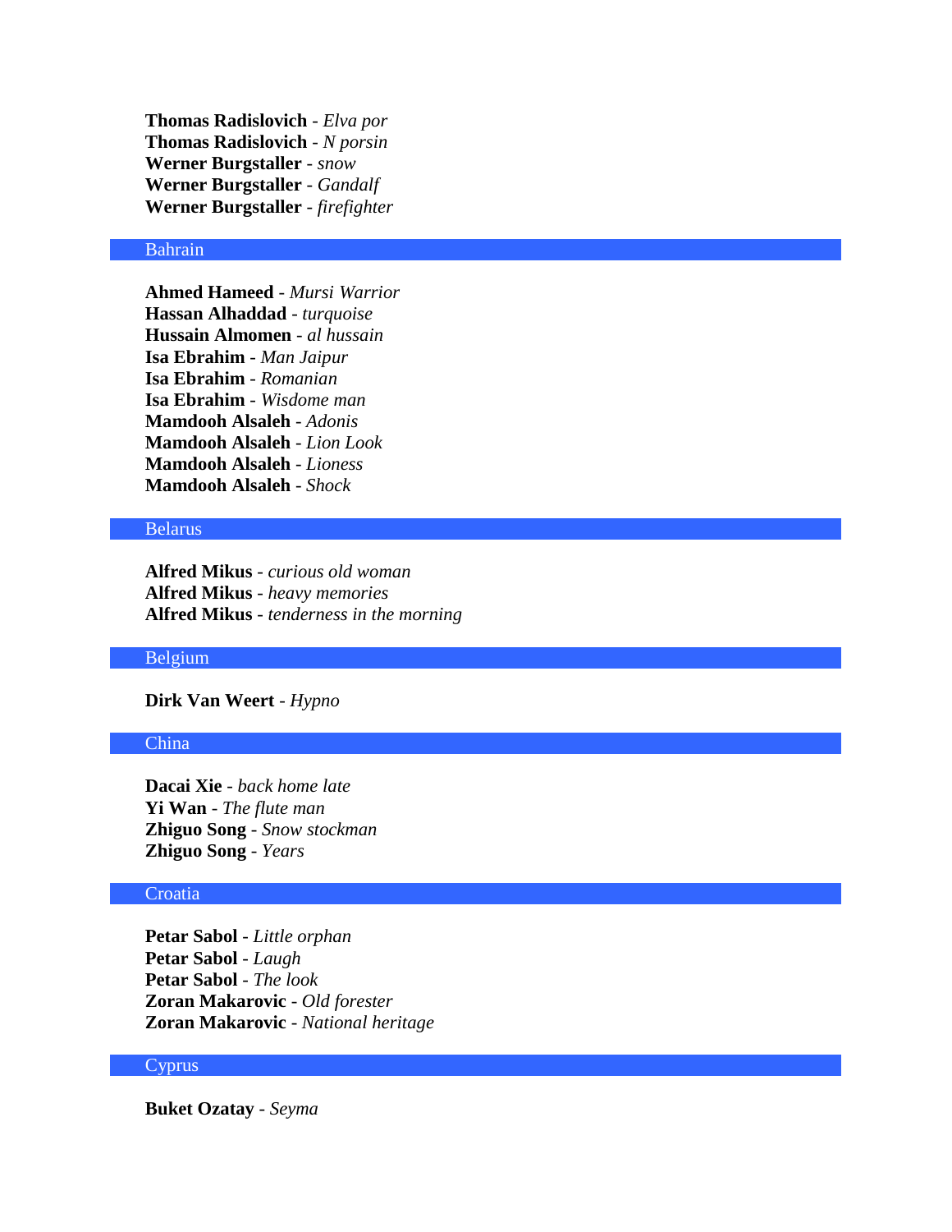**Thomas Radislovich** - *Elva por*
**Thomas Radislovich** - *N porsin*
**Werner Burgstaller** - *snow*
**Werner Burgstaller** - *Gandalf*
**Werner Burgstaller** - *firefighter*

## Bahrain

**Ahmed Hameed** - *Mursi Warrior*
**Hassan Alhaddad** - *turquoise*
**Hussain Almomen** - *al hussain*
**Isa Ebrahim** - *Man Jaipur*
**Isa Ebrahim** - *Romanian*
**Isa Ebrahim** - *Wisdome man*
**Mamdooh Alsaleh** - *Adonis*
**Mamdooh Alsaleh** - *Lion Look*
**Mamdooh Alsaleh** - *Lioness*
**Mamdooh Alsaleh** - *Shock*

## Belarus

**Alfred Mikus** - *curious old woman*
**Alfred Mikus** - *heavy memories*
**Alfred Mikus** - *tenderness in the morning*

## Belgium

**Dirk Van Weert** - *Hypno*

## China

**Dacai Xie** - *back home late*
**Yi Wan** - *The flute man*
**Zhiguo Song** - *Snow stockman*
**Zhiguo Song** - *Years*

## Croatia

**Petar Sabol** - *Little orphan*
**Petar Sabol** - *Laugh*
**Petar Sabol** - *The look*
**Zoran Makarovic** - *Old forester*
**Zoran Makarovic** - *National heritage*

## Cyprus

**Buket Ozatay** - *Seyma*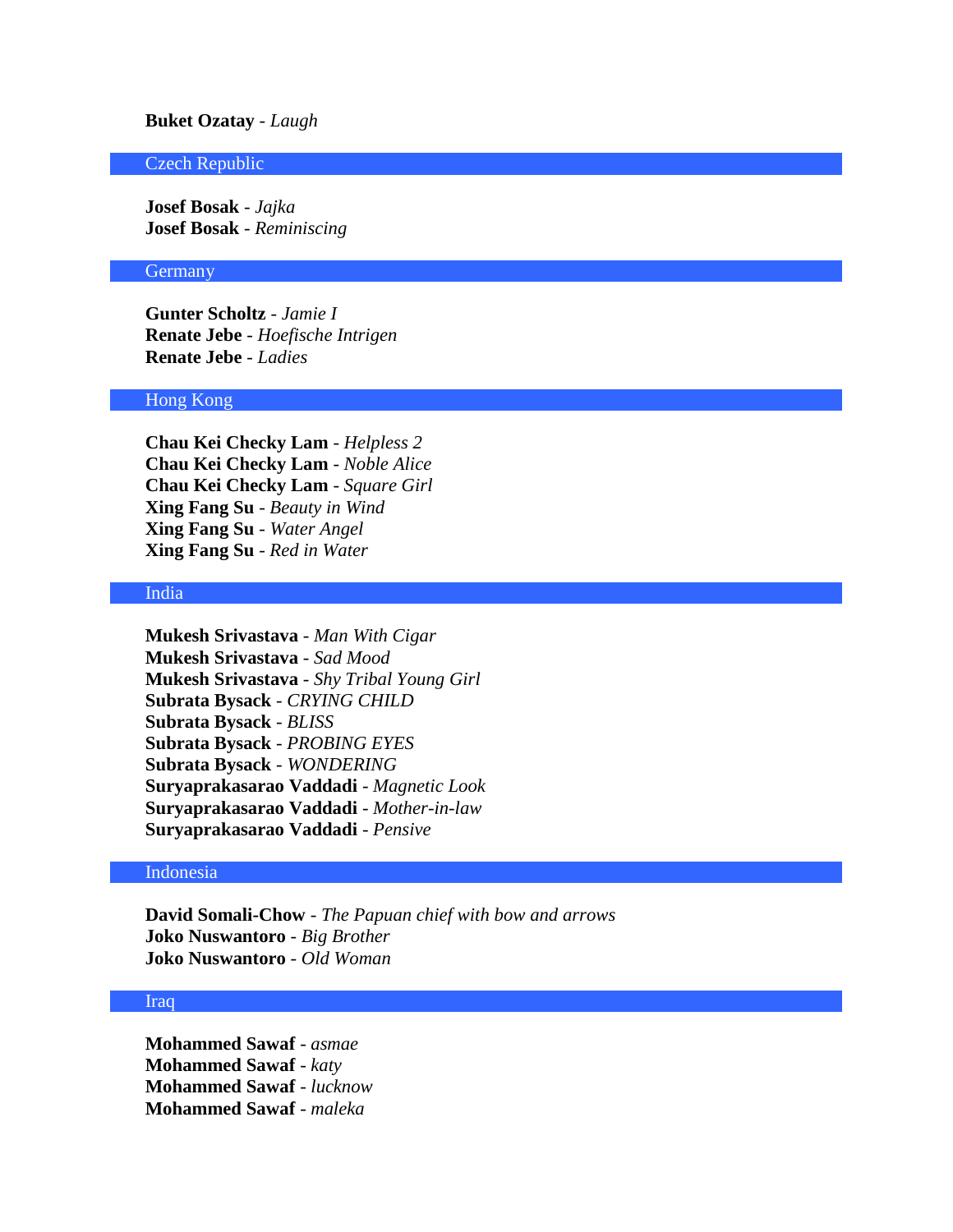**Buket Ozatay** - *Laugh*

## Czech Republic

**Josef Bosak** - *Jajka*
**Josef Bosak** - *Reminiscing*

## Germany

**Gunter Scholtz** - *Jamie I*
**Renate Jebe** - *Hoefische Intrigen*
**Renate Jebe** - *Ladies*

## Hong Kong

**Chau Kei Checky Lam** - *Helpless 2*
**Chau Kei Checky Lam** - *Noble Alice*
**Chau Kei Checky Lam** - *Square Girl*
**Xing Fang Su** - *Beauty in Wind*
**Xing Fang Su** - *Water Angel*
**Xing Fang Su** - *Red in Water*

## India

**Mukesh Srivastava** - *Man With Cigar*
**Mukesh Srivastava** - *Sad Mood*
**Mukesh Srivastava** - *Shy Tribal Young Girl*
**Subrata Bysack** - *CRYING CHILD*
**Subrata Bysack** - *BLISS*
**Subrata Bysack** - *PROBING EYES*
**Subrata Bysack** - *WONDERING*
**Suryaprakasarao Vaddadi** - *Magnetic Look*
**Suryaprakasarao Vaddadi** - *Mother-in-law*
**Suryaprakasarao Vaddadi** - *Pensive*

## Indonesia

**David Somali-Chow** - *The Papuan chief with bow and arrows*
**Joko Nuswantoro** - *Big Brother*
**Joko Nuswantoro** - *Old Woman*

## Iraq

**Mohammed Sawaf** - *asmae*
**Mohammed Sawaf** - *katy*
**Mohammed Sawaf** - *lucknow*
**Mohammed Sawaf** - *maleka*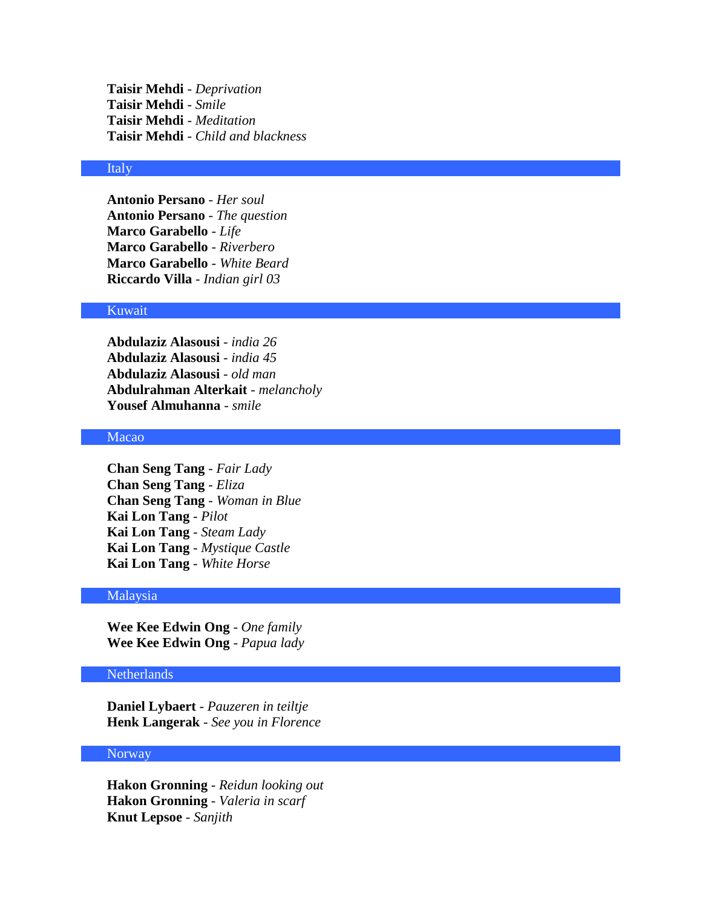**Taisir Mehdi** - *Deprivation*
**Taisir Mehdi** - *Smile*
**Taisir Mehdi** - *Meditation*
**Taisir Mehdi** - *Child and blackness*

## Italy

**Antonio Persano** - *Her soul*
**Antonio Persano** - *The question*
**Marco Garabello** - *Life*
**Marco Garabello** - *Riverbero*
**Marco Garabello** - *White Beard*
**Riccardo Villa** - *Indian girl 03*

## Kuwait

**Abdulaziz Alasousi** - *india 26*
**Abdulaziz Alasousi** - *india 45*
**Abdulaziz Alasousi** - *old man*
**Abdulrahman Alterkait** - *melancholy*
**Yousef Almuhanna** - *smile*

## Macao

**Chan Seng Tang** - *Fair Lady*
**Chan Seng Tang** - *Eliza*
**Chan Seng Tang** - *Woman in Blue*
**Kai Lon Tang** - *Pilot*
**Kai Lon Tang** - *Steam Lady*
**Kai Lon Tang** - *Mystique Castle*
**Kai Lon Tang** - *White Horse*

## Malaysia

**Wee Kee Edwin Ong** - *One family*
**Wee Kee Edwin Ong** - *Papua lady*

## Netherlands

**Daniel Lybaert** - *Pauzeren in teiltje*
**Henk Langerak** - *See you in Florence*

## Norway

**Hakon Gronning** - *Reidun looking out*
**Hakon Gronning** - *Valeria in scarf*
**Knut Lepsoe** - *Sanjith*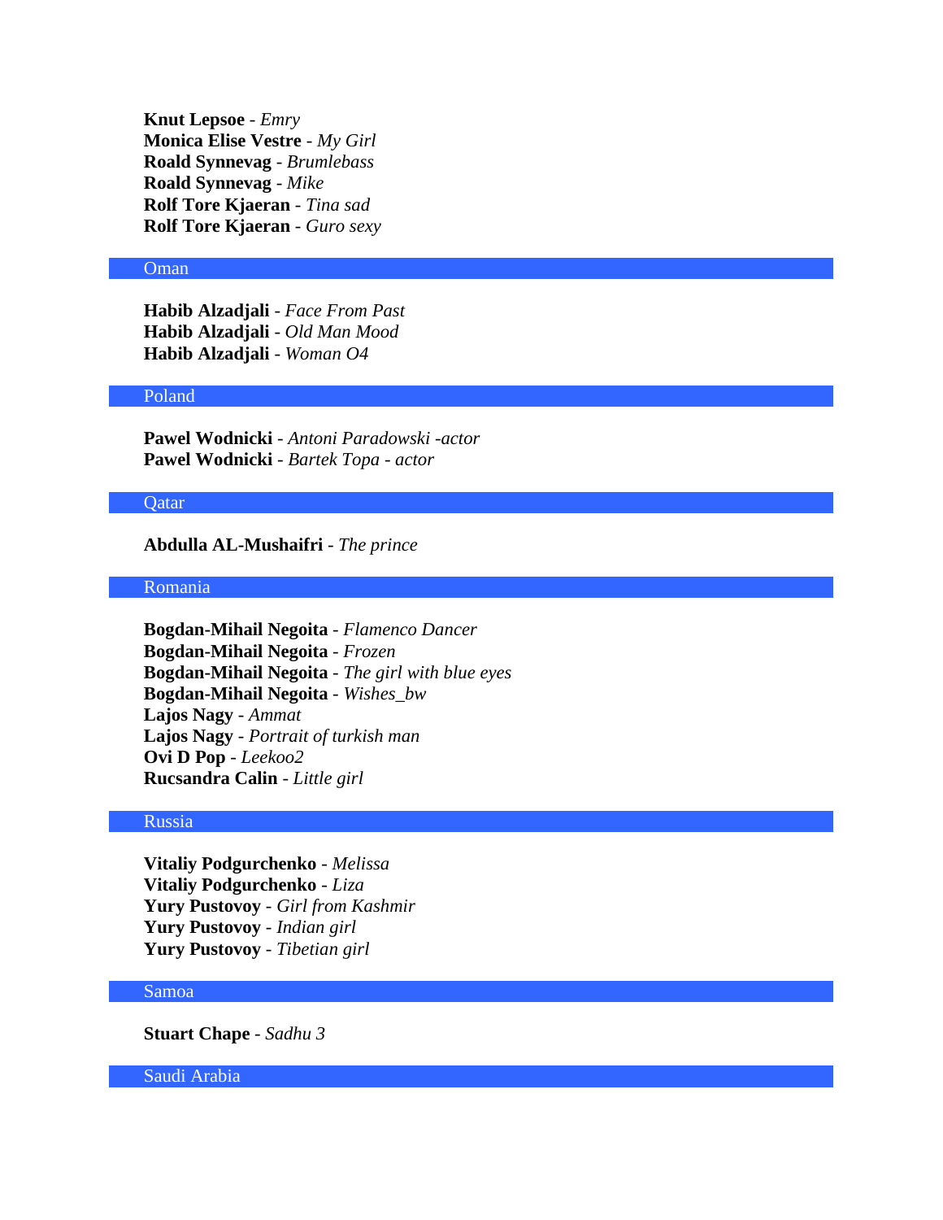**Knut Lepsoe** - *Emry*
**Monica Elise Vestre** - *My Girl*
**Roald Synnevag** - *Brumlebass*
**Roald Synnevag** - *Mike*
**Rolf Tore Kjaeran** - *Tina sad*
**Rolf Tore Kjaeran** - *Guro sexy*

## Oman

**Habib Alzadjali** - *Face From Past*
**Habib Alzadjali** - *Old Man Mood*
**Habib Alzadjali** - *Woman O4*

## Poland

**Pawel Wodnicki** - *Antoni Paradowski -actor*
**Pawel Wodnicki** - *Bartek Topa - actor*

## Qatar

**Abdulla AL-Mushaifri** - *The prince*

## Romania

**Bogdan-Mihail Negoita** - *Flamenco Dancer*
**Bogdan-Mihail Negoita** - *Frozen*
**Bogdan-Mihail Negoita** - *The girl with blue eyes*
**Bogdan-Mihail Negoita** - *Wishes_bw*
**Lajos Nagy** - *Ammat*
**Lajos Nagy** - *Portrait of turkish man*
**Ovi D Pop** - *Leekoo2*
**Rucsandra Calin** - *Little girl*

## Russia

**Vitaliy Podgurchenko** - *Melissa*
**Vitaliy Podgurchenko** - *Liza*
**Yury Pustovoy** - *Girl from Kashmir*
**Yury Pustovoy** - *Indian girl*
**Yury Pustovoy** - *Tibetian girl*

## Samoa

**Stuart Chape** - *Sadhu 3*

## Saudi Arabia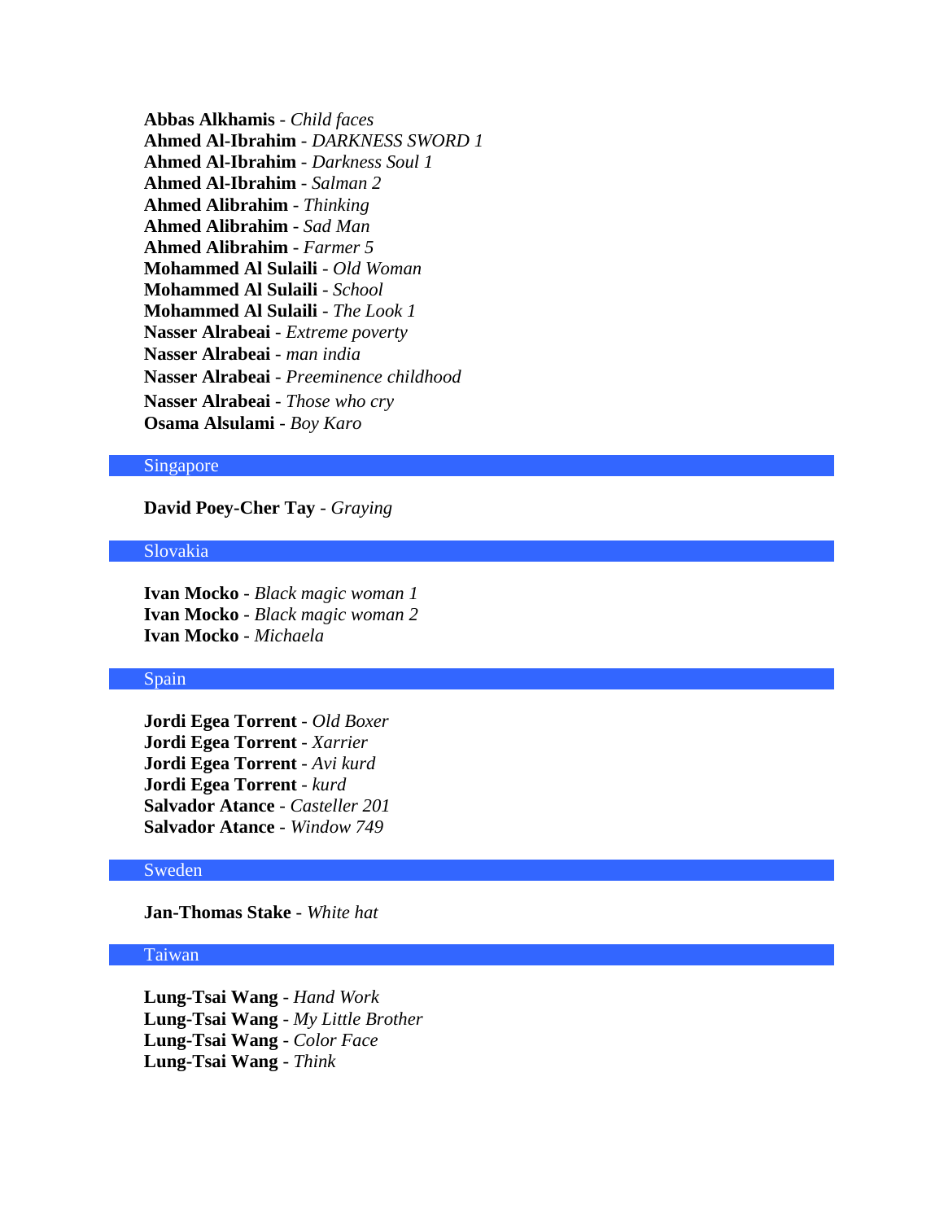**Abbas Alkhamis** - *Child faces*
**Ahmed Al-Ibrahim** - *DARKNESS SWORD 1*
**Ahmed Al-Ibrahim** - *Darkness Soul 1*
**Ahmed Al-Ibrahim** - *Salman 2*
**Ahmed Alibrahim** - *Thinking*
**Ahmed Alibrahim** - *Sad Man*
**Ahmed Alibrahim** - *Farmer 5*
**Mohammed Al Sulaili** - *Old Woman*
**Mohammed Al Sulaili** - *School*
**Mohammed Al Sulaili** - *The Look 1*
**Nasser Alrabeai** - *Extreme poverty*
**Nasser Alrabeai** - *man india*
**Nasser Alrabeai** - *Preeminence childhood*
**Nasser Alrabeai** - *Those who cry*
**Osama Alsulami** - *Boy Karo*

## Singapore

**David Poey-Cher Tay** - *Graying*

## Slovakia

**Ivan Mocko** - *Black magic woman 1*
**Ivan Mocko** - *Black magic woman 2*
**Ivan Mocko** - *Michaela*

## Spain

**Jordi Egea Torrent** - *Old Boxer*
**Jordi Egea Torrent** - *Xarrier*
**Jordi Egea Torrent** - *Avi kurd*
**Jordi Egea Torrent** - *kurd*
**Salvador Atance** - *Casteller 201*
**Salvador Atance** - *Window 749*

## Sweden

**Jan-Thomas Stake** - *White hat*

## Taiwan

**Lung-Tsai Wang** - *Hand Work*
**Lung-Tsai Wang** - *My Little Brother*
**Lung-Tsai Wang** - *Color Face*
**Lung-Tsai Wang** - *Think*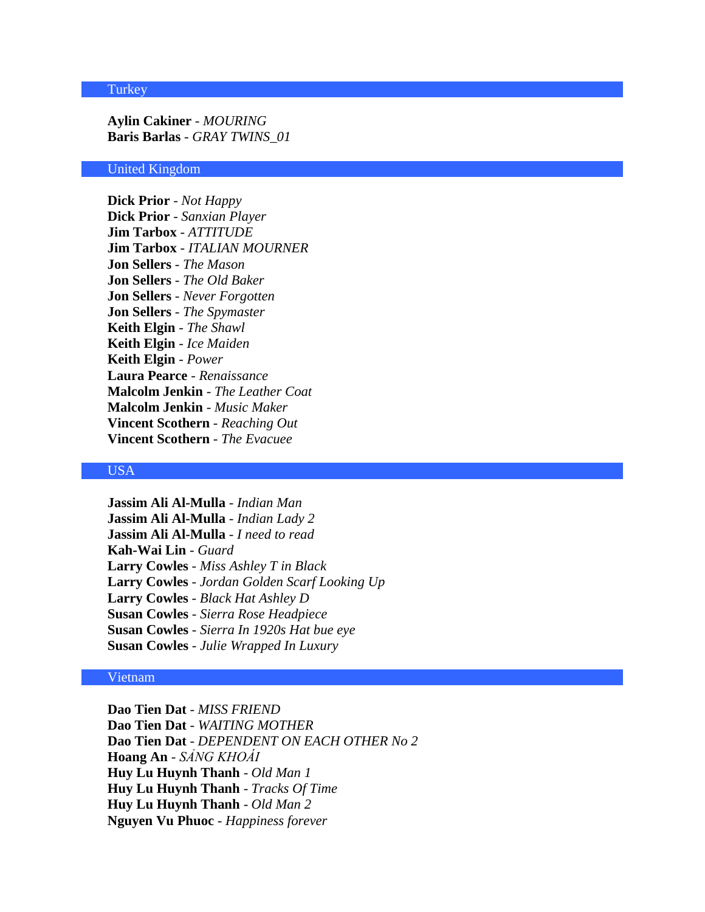## Turkey

**Aylin Cakiner** - *MOURING*
**Baris Barlas** - *GRAY TWINS_01*

## United Kingdom

**Dick Prior** - *Not Happy*
**Dick Prior** - *Sanxian Player*
**Jim Tarbox** - *ATTITUDE*
**Jim Tarbox** - *ITALIAN MOURNER*
**Jon Sellers** - *The Mason*
**Jon Sellers** - *The Old Baker*
**Jon Sellers** - *Never Forgotten*
**Jon Sellers** - *The Spymaster*
**Keith Elgin** - *The Shawl*
**Keith Elgin** - *Ice Maiden*
**Keith Elgin** - *Power*
**Laura Pearce** - *Renaissance*
**Malcolm Jenkin** - *The Leather Coat*
**Malcolm Jenkin** - *Music Maker*
**Vincent Scothern** - *Reaching Out*
**Vincent Scothern** - *The Evacuee*

## USA

**Jassim Ali Al-Mulla** - *Indian Man*
**Jassim Ali Al-Mulla** - *Indian Lady 2*
**Jassim Ali Al-Mulla** - *I need to read*
**Kah-Wai Lin** - *Guard*
**Larry Cowles** - *Miss Ashley T in Black*
**Larry Cowles** - *Jordan Golden Scarf Looking Up*
**Larry Cowles** - *Black Hat Ashley D*
**Susan Cowles** - *Sierra Rose Headpiece*
**Susan Cowles** - *Sierra In 1920s Hat bue eye*
**Susan Cowles** - *Julie Wrapped In Luxury*

## Vietnam

**Dao Tien Dat** - *MISS FRIEND*
**Dao Tien Dat** - *WAITING MOTHER*
**Dao Tien Dat** - *DEPENDENT ON EACH OTHER No 2*
**Hoang An** - *SẢNG KHOÁI*
**Huy Lu Huynh Thanh** - *Old Man 1*
**Huy Lu Huynh Thanh** - *Tracks Of Time*
**Huy Lu Huynh Thanh** - *Old Man 2*
**Nguyen Vu Phuoc** - *Happiness forever*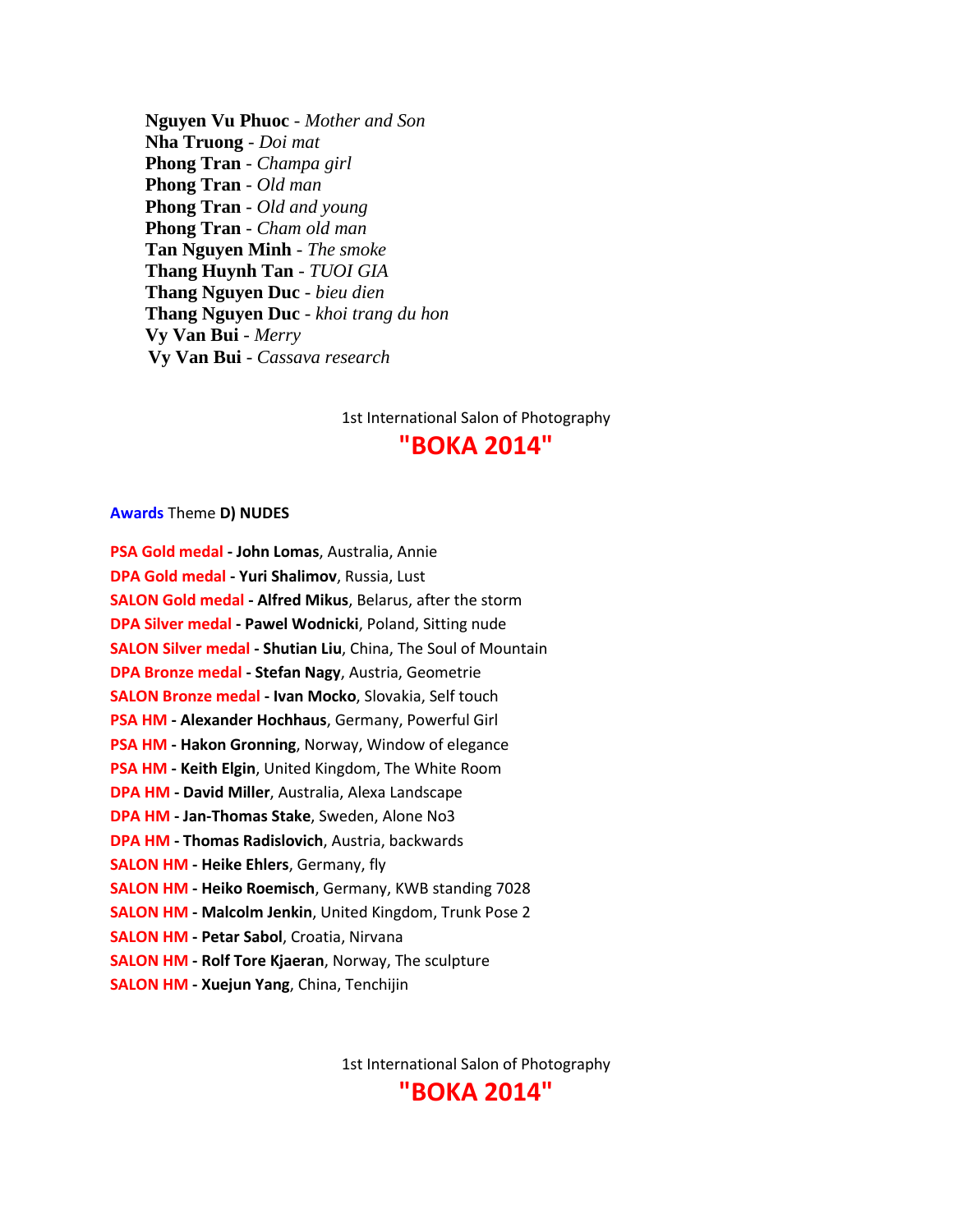**Nguyen Vu Phuoc** - *Mother and Son*
**Nha Truong** - *Doi mat*
**Phong Tran** - *Champa girl*
**Phong Tran** - *Old man*
**Phong Tran** - *Old and young*
**Phong Tran** - *Cham old man*
**Tan Nguyen Minh** - *The smoke*
**Thang Huynh Tan** - *TUOI GIA*
**Thang Nguyen Duc** - *bieu dien*
**Thang Nguyen Duc** - *khoi trang du hon*
**Vy Van Bui** - *Merry*
**Vy Van Bui** - *Cassava research*

1st International Salon of Photography

## "BOKA 2014"

**Awards** Theme **D) NUDES**

**PSA Gold medal - John Lomas**, Australia, Annie
**DPA Gold medal - Yuri Shalimov**, Russia, Lust
**SALON Gold medal - Alfred Mikus**, Belarus, after the storm
**DPA Silver medal - Pawel Wodnicki**, Poland, Sitting nude
**SALON Silver medal - Shutian Liu**, China, The Soul of Mountain
**DPA Bronze medal - Stefan Nagy**, Austria, Geometrie
**SALON Bronze medal - Ivan Mocko**, Slovakia, Self touch
**PSA HM - Alexander Hochhaus**, Germany, Powerful Girl
**PSA HM - Hakon Gronning**, Norway, Window of elegance
**PSA HM - Keith Elgin**, United Kingdom, The White Room
**DPA HM - David Miller**, Australia, Alexa Landscape
**DPA HM - Jan-Thomas Stake**, Sweden, Alone No3
**DPA HM - Thomas Radislovich**, Austria, backwards
**SALON HM - Heike Ehlers**, Germany, fly
**SALON HM - Heiko Roemisch**, Germany, KWB standing 7028
**SALON HM - Malcolm Jenkin**, United Kingdom, Trunk Pose 2
**SALON HM - Petar Sabol**, Croatia, Nirvana
**SALON HM - Rolf Tore Kjaeran**, Norway, The sculpture
**SALON HM - Xuejun Yang**, China, Tenchijin

1st International Salon of Photography

## "BOKA 2014"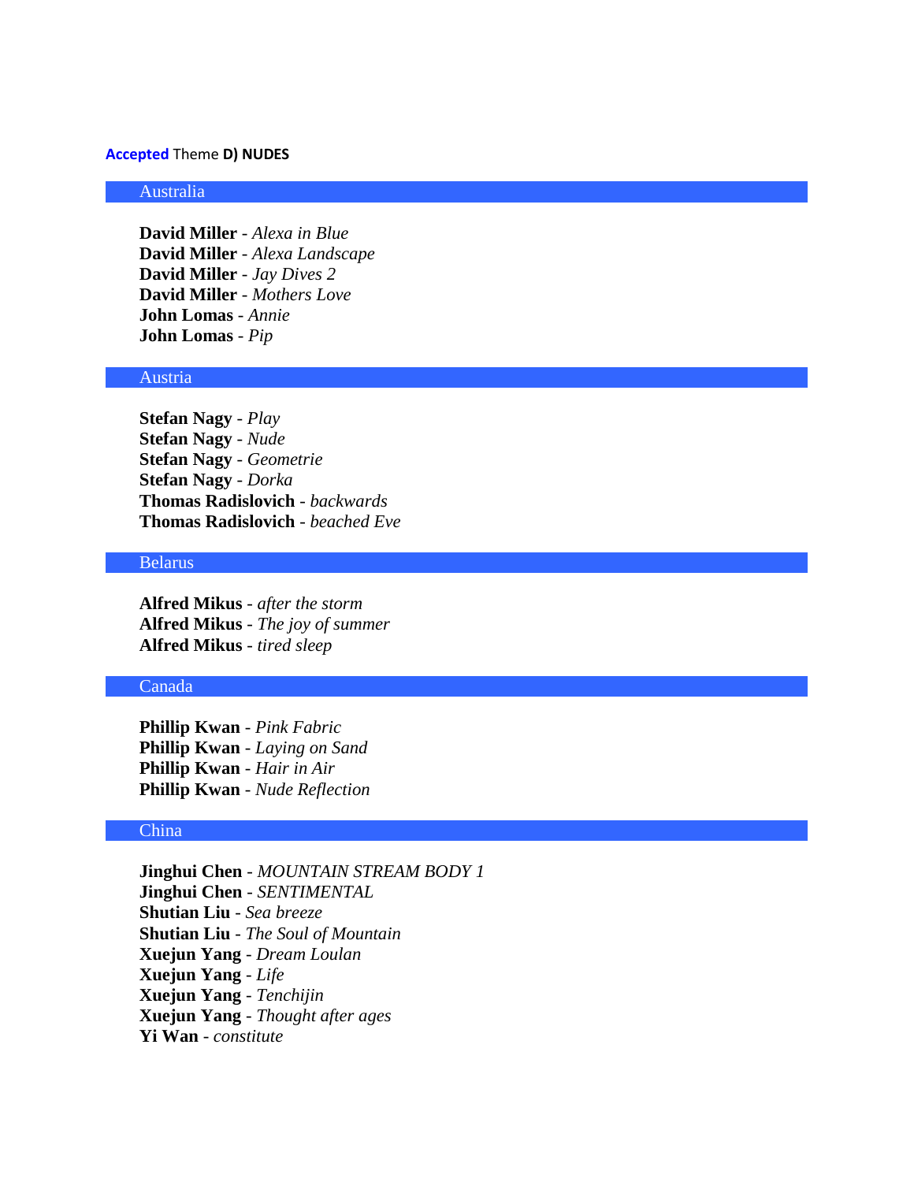**Accepted** Theme **D) NUDES**

## Australia

**David Miller** - *Alexa in Blue*
**David Miller** - *Alexa Landscape*
**David Miller** - *Jay Dives 2*
**David Miller** - *Mothers Love*
**John Lomas** - *Annie*
**John Lomas** - *Pip*

## Austria

**Stefan Nagy** - *Play*
**Stefan Nagy** - *Nude*
**Stefan Nagy** - *Geometrie*
**Stefan Nagy** - *Dorka*
**Thomas Radislovich** - *backwards*
**Thomas Radislovich** - *beached Eve*

## Belarus

**Alfred Mikus** - *after the storm*
**Alfred Mikus** - *The joy of summer*
**Alfred Mikus** - *tired sleep*

## Canada

**Phillip Kwan** - *Pink Fabric*
**Phillip Kwan** - *Laying on Sand*
**Phillip Kwan** - *Hair in Air*
**Phillip Kwan** - *Nude Reflection*

## China

**Jinghui Chen** - *MOUNTAIN STREAM BODY 1*
**Jinghui Chen** - *SENTIMENTAL*
**Shutian Liu** - *Sea breeze*
**Shutian Liu** - *The Soul of Mountain*
**Xuejun Yang** - *Dream Loulan*
**Xuejun Yang** - *Life*
**Xuejun Yang** - *Tenchijin*
**Xuejun Yang** - *Thought after ages*
**Yi Wan** - *constitute*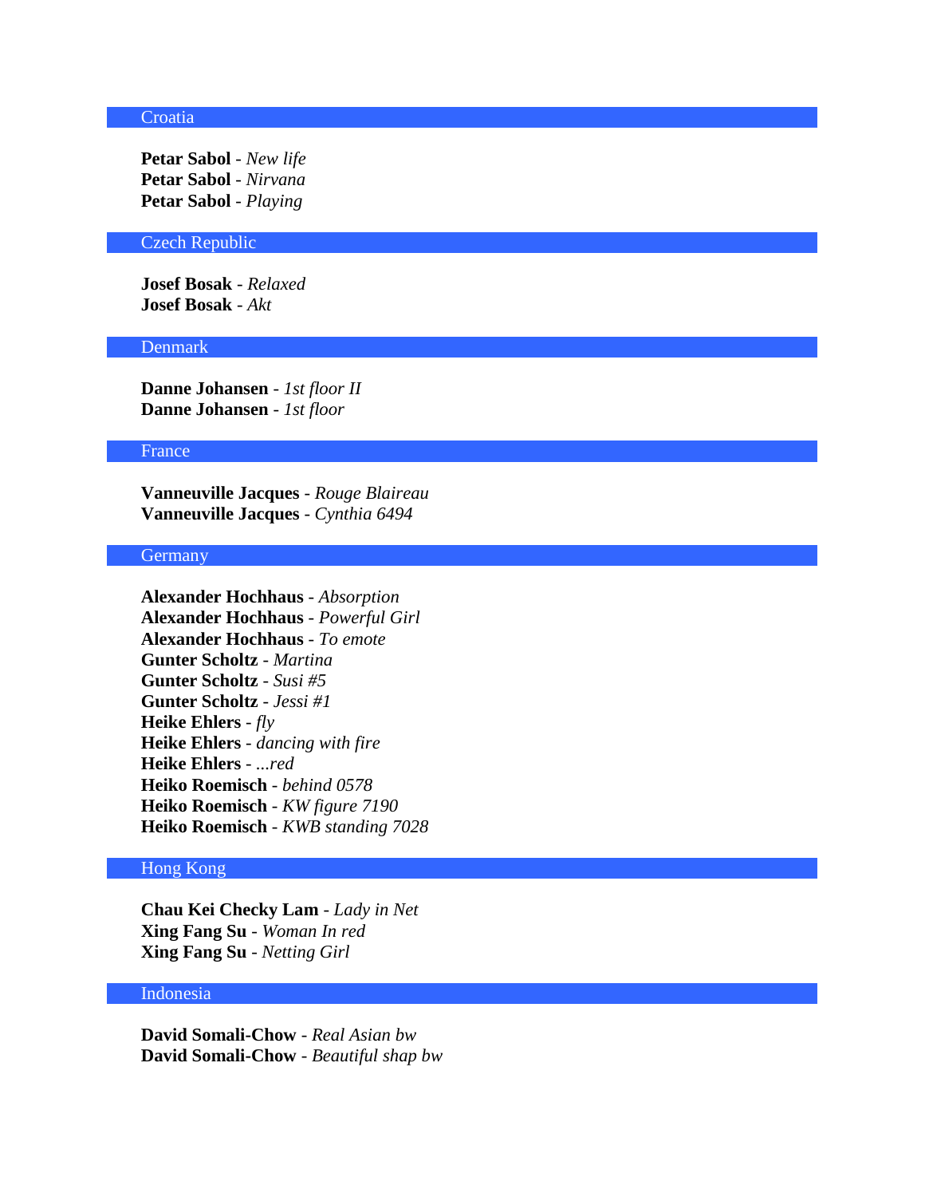## Croatia

**Petar Sabol** - *New life*
**Petar Sabol** - *Nirvana*
**Petar Sabol** - *Playing*

## Czech Republic

**Josef Bosak** - *Relaxed*
**Josef Bosak** - *Akt*

## Denmark

**Danne Johansen** - *1st floor II*
**Danne Johansen** - *1st floor*

## France

**Vanneuville Jacques** - *Rouge Blaireau*
**Vanneuville Jacques** - *Cynthia 6494*

## Germany

**Alexander Hochhaus** - *Absorption*
**Alexander Hochhaus** - *Powerful Girl*
**Alexander Hochhaus** - *To emote*
**Gunter Scholtz** - *Martina*
**Gunter Scholtz** - *Susi #5*
**Gunter Scholtz** - *Jessi #1*
**Heike Ehlers** - *fly*
**Heike Ehlers** - *dancing with fire*
**Heike Ehlers** - *...red*
**Heiko Roemisch** - *behind 0578*
**Heiko Roemisch** - *KW figure 7190*
**Heiko Roemisch** - *KWB standing 7028*

## Hong Kong

**Chau Kei Checky Lam** - *Lady in Net*
**Xing Fang Su** - *Woman In red*
**Xing Fang Su** - *Netting Girl*

## Indonesia

**David Somali-Chow** - *Real Asian bw*
**David Somali-Chow** - *Beautiful shap bw*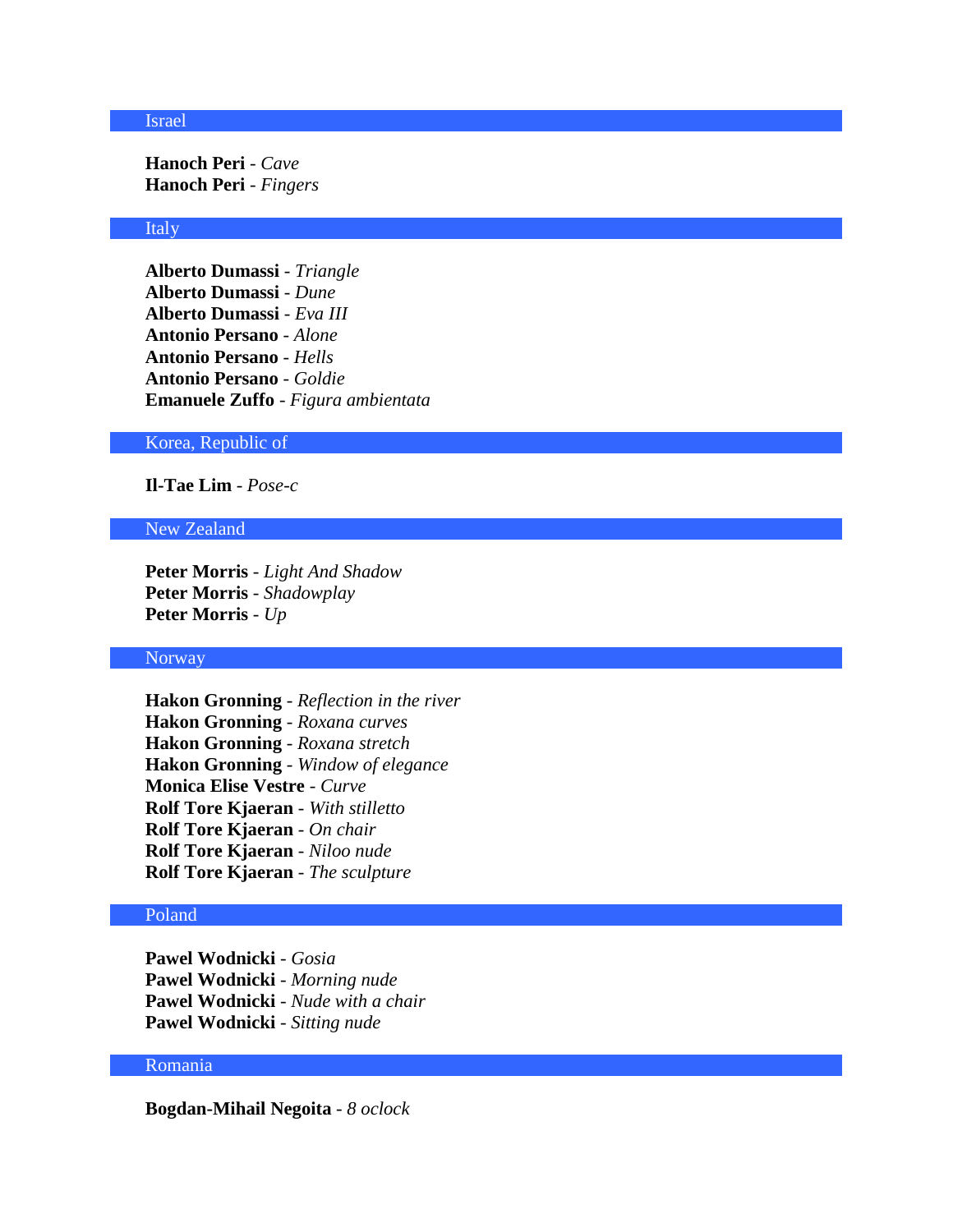## Israel

**Hanoch Peri** - *Cave*
**Hanoch Peri** - *Fingers*

## Italy

**Alberto Dumassi** - *Triangle*
**Alberto Dumassi** - *Dune*
**Alberto Dumassi** - *Eva III*
**Antonio Persano** - *Alone*
**Antonio Persano** - *Hells*
**Antonio Persano** - *Goldie*
**Emanuele Zuffo** - *Figura ambientata*

## Korea, Republic of

**Il-Tae Lim** - *Pose-c*

## New Zealand

**Peter Morris** - *Light And Shadow*
**Peter Morris** - *Shadowplay*
**Peter Morris** - *Up*

## Norway

**Hakon Gronning** - *Reflection in the river*
**Hakon Gronning** - *Roxana curves*
**Hakon Gronning** - *Roxana stretch*
**Hakon Gronning** - *Window of elegance*
**Monica Elise Vestre** - *Curve*
**Rolf Tore Kjaeran** - *With stilletto*
**Rolf Tore Kjaeran** - *On chair*
**Rolf Tore Kjaeran** - *Niloo nude*
**Rolf Tore Kjaeran** - *The sculpture*

## Poland

**Pawel Wodnicki** - *Gosia*
**Pawel Wodnicki** - *Morning nude*
**Pawel Wodnicki** - *Nude with a chair*
**Pawel Wodnicki** - *Sitting nude*

## Romania

**Bogdan-Mihail Negoita** - *8 oclock*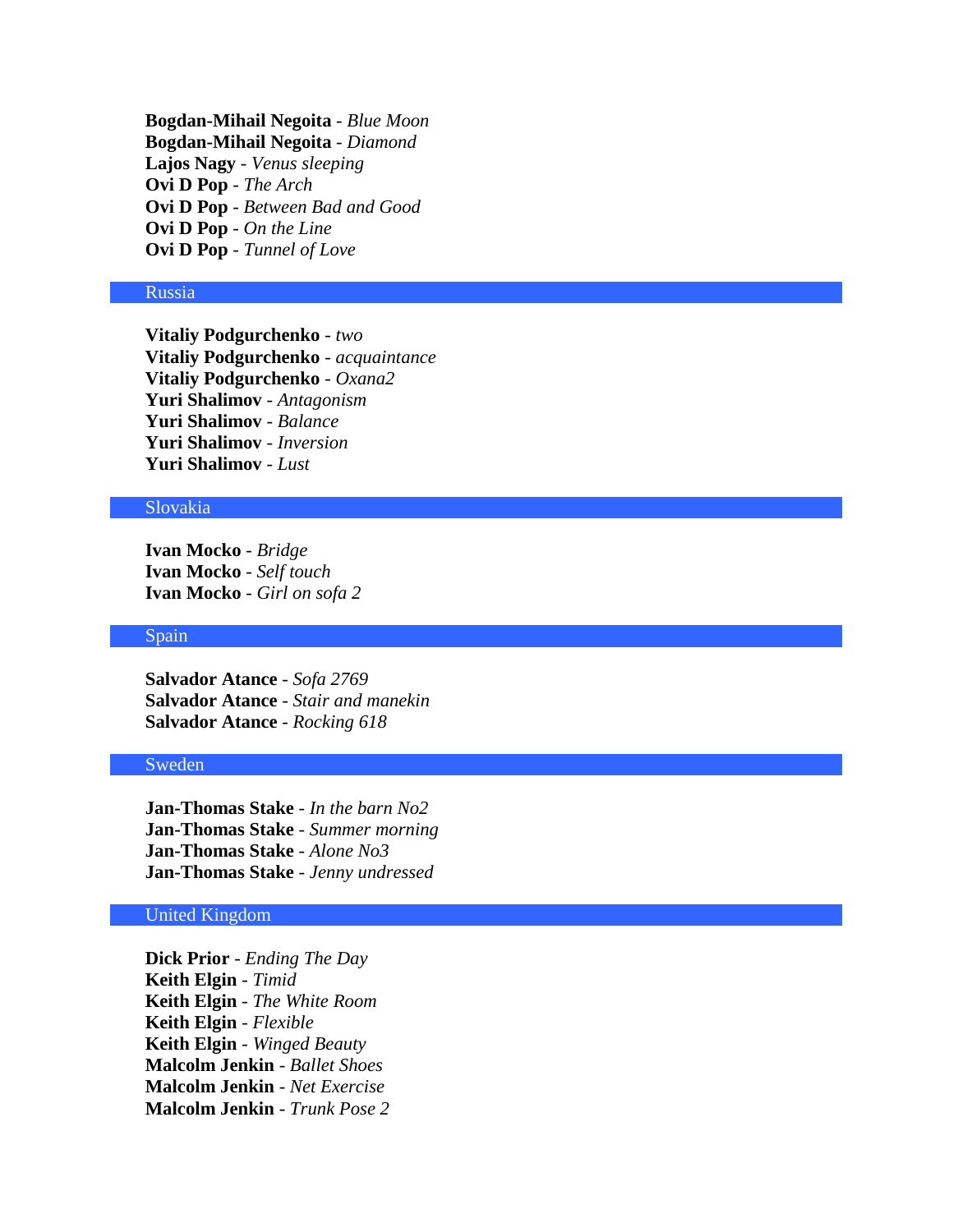**Bogdan-Mihail Negoita** - *Blue Moon*
**Bogdan-Mihail Negoita** - *Diamond*
**Lajos Nagy** - *Venus sleeping*
**Ovi D Pop** - *The Arch*
**Ovi D Pop** - *Between Bad and Good*
**Ovi D Pop** - *On the Line*
**Ovi D Pop** - *Tunnel of Love*

## Russia

**Vitaliy Podgurchenko** - *two*
**Vitaliy Podgurchenko** - *acquaintance*
**Vitaliy Podgurchenko** - *Oxana2*
**Yuri Shalimov** - *Antagonism*
**Yuri Shalimov** - *Balance*
**Yuri Shalimov** - *Inversion*
**Yuri Shalimov** - *Lust*

## Slovakia

**Ivan Mocko** - *Bridge*
**Ivan Mocko** - *Self touch*
**Ivan Mocko** - *Girl on sofa 2*

## Spain

**Salvador Atance** - *Sofa 2769*
**Salvador Atance** - *Stair and manekin*
**Salvador Atance** - *Rocking 618*

## Sweden

**Jan-Thomas Stake** - *In the barn No2*
**Jan-Thomas Stake** - *Summer morning*
**Jan-Thomas Stake** - *Alone No3*
**Jan-Thomas Stake** - *Jenny undressed*

## United Kingdom

**Dick Prior** - *Ending The Day*
**Keith Elgin** - *Timid*
**Keith Elgin** - *The White Room*
**Keith Elgin** - *Flexible*
**Keith Elgin** - *Winged Beauty*
**Malcolm Jenkin** - *Ballet Shoes*
**Malcolm Jenkin** - *Net Exercise*
**Malcolm Jenkin** - *Trunk Pose 2*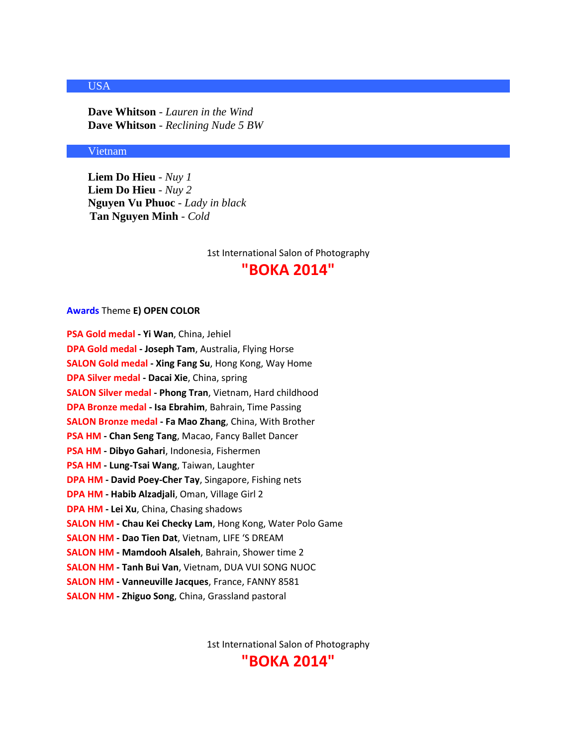## USA

**Dave Whitson** - *Lauren in the Wind*
**Dave Whitson** - *Reclining Nude 5 BW*

## Vietnam

**Liem Do Hieu** - *Nuy 1*
**Liem Do Hieu** - *Nuy 2*
**Nguyen Vu Phuoc** - *Lady in black*
**Tan Nguyen Minh** - *Cold*

1st International Salon of Photography

# "BOKA 2014"

**Awards** Theme **E) OPEN COLOR**

**PSA Gold medal - Yi Wan**, China, Jehiel
**DPA Gold medal - Joseph Tam**, Australia, Flying Horse
**SALON Gold medal - Xing Fang Su**, Hong Kong, Way Home
**DPA Silver medal - Dacai Xie**, China, spring
**SALON Silver medal - Phong Tran**, Vietnam, Hard childhood
**DPA Bronze medal - Isa Ebrahim**, Bahrain, Time Passing
**SALON Bronze medal - Fa Mao Zhang**, China, With Brother
**PSA HM - Chan Seng Tang**, Macao, Fancy Ballet Dancer
**PSA HM - Dibyo Gahari**, Indonesia, Fishermen
**PSA HM - Lung-Tsai Wang**, Taiwan, Laughter
**DPA HM - David Poey-Cher Tay**, Singapore, Fishing nets
**DPA HM - Habib Alzadjali**, Oman, Village Girl 2
**DPA HM - Lei Xu**, China, Chasing shadows
**SALON HM - Chau Kei Checky Lam**, Hong Kong, Water Polo Game
**SALON HM - Dao Tien Dat**, Vietnam, LIFE 'S DREAM
**SALON HM - Mamdooh Alsaleh**, Bahrain, Shower time 2
**SALON HM - Tanh Bui Van**, Vietnam, DUA VUI SONG NUOC
**SALON HM - Vanneuville Jacques**, France, FANNY 8581
**SALON HM - Zhiguo Song**, China, Grassland pastoral

1st International Salon of Photography

# "BOKA 2014"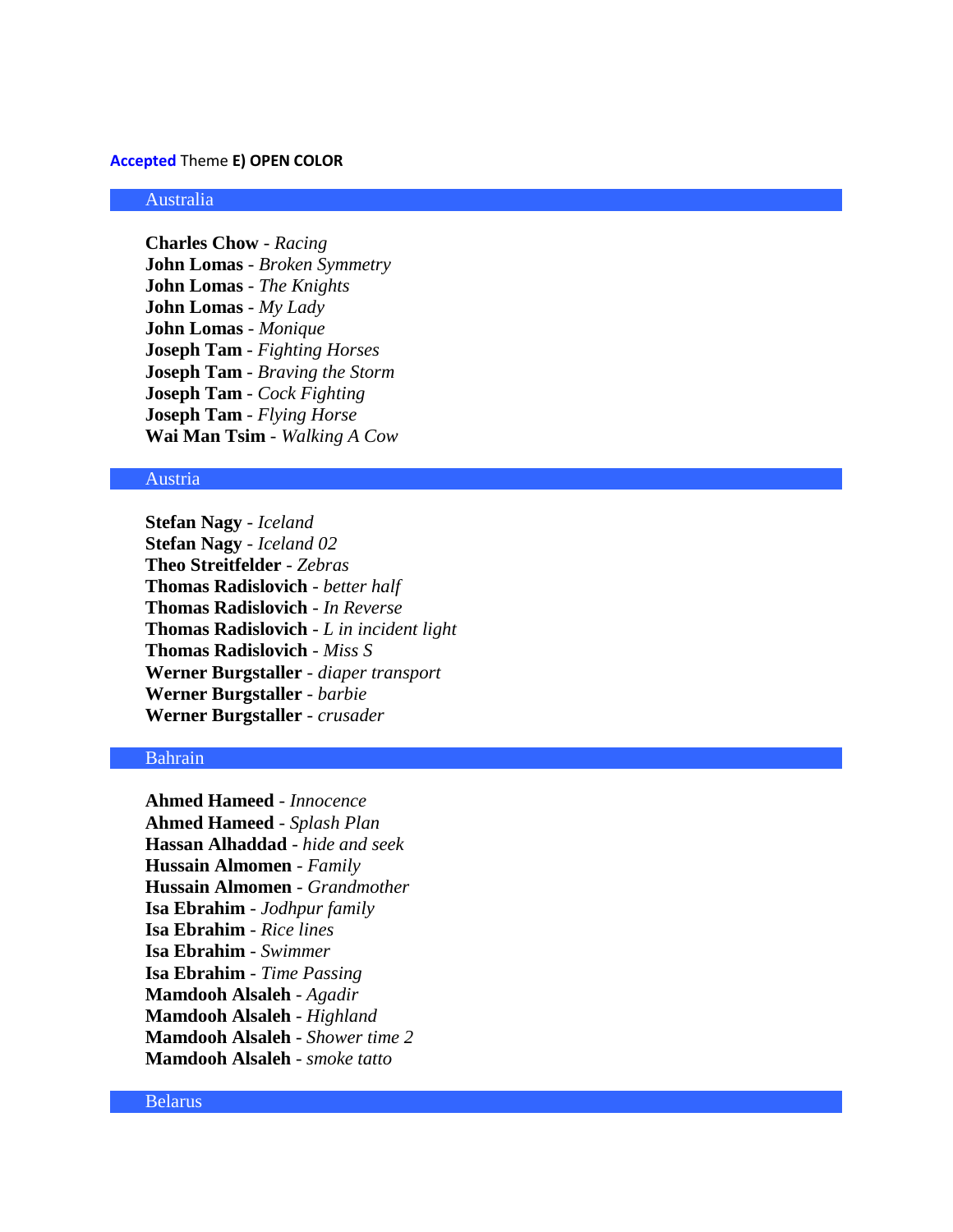**Accepted** Theme **E) OPEN COLOR**

## Australia

**Charles Chow** - *Racing*
**John Lomas** - *Broken Symmetry*
**John Lomas** - *The Knights*
**John Lomas** - *My Lady*
**John Lomas** - *Monique*
**Joseph Tam** - *Fighting Horses*
**Joseph Tam** - *Braving the Storm*
**Joseph Tam** - *Cock Fighting*
**Joseph Tam** - *Flying Horse*
**Wai Man Tsim** - *Walking A Cow*

## Austria

**Stefan Nagy** - *Iceland*
**Stefan Nagy** - *Iceland 02*
**Theo Streitfelder** - *Zebras*
**Thomas Radislovich** - *better half*
**Thomas Radislovich** - *In Reverse*
**Thomas Radislovich** - *L in incident light*
**Thomas Radislovich** - *Miss S*
**Werner Burgstaller** - *diaper transport*
**Werner Burgstaller** - *barbie*
**Werner Burgstaller** - *crusader*

## Bahrain

**Ahmed Hameed** - *Innocence*
**Ahmed Hameed** - *Splash Plan*
**Hassan Alhaddad** - *hide and seek*
**Hussain Almomen** - *Family*
**Hussain Almomen** - *Grandmother*
**Isa Ebrahim** - *Jodhpur family*
**Isa Ebrahim** - *Rice lines*
**Isa Ebrahim** - *Swimmer*
**Isa Ebrahim** - *Time Passing*
**Mamdooh Alsaleh** - *Agadir*
**Mamdooh Alsaleh** - *Highland*
**Mamdooh Alsaleh** - *Shower time 2*
**Mamdooh Alsaleh** - *smoke tatto*

## Belarus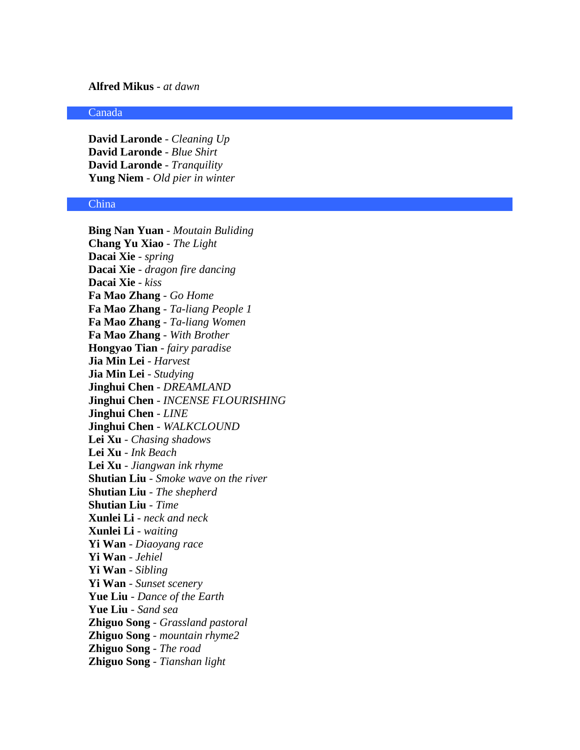**Alfred Mikus** - *at dawn*

## Canada

**David Laronde** - *Cleaning Up*
**David Laronde** - *Blue Shirt*
**David Laronde** - *Tranquility*
**Yung Niem** - *Old pier in winter*

## China

**Bing Nan Yuan** - *Moutain Buliding*
**Chang Yu Xiao** - *The Light*
**Dacai Xie** - *spring*
**Dacai Xie** - *dragon fire dancing*
**Dacai Xie** - *kiss*
**Fa Mao Zhang** - *Go Home*
**Fa Mao Zhang** - *Ta-liang People 1*
**Fa Mao Zhang** - *Ta-liang Women*
**Fa Mao Zhang** - *With Brother*
**Hongyao Tian** - *fairy paradise*
**Jia Min Lei** - *Harvest*
**Jia Min Lei** - *Studying*
**Jinghui Chen** - *DREAMLAND*
**Jinghui Chen** - *INCENSE FLOURISHING*
**Jinghui Chen** - *LINE*
**Jinghui Chen** - *WALKCLOUND*
**Lei Xu** - *Chasing shadows*
**Lei Xu** - *Ink Beach*
**Lei Xu** - *Jiangwan ink rhyme*
**Shutian Liu** - *Smoke wave on the river*
**Shutian Liu** - *The shepherd*
**Shutian Liu** - *Time*
**Xunlei Li** - *neck and neck*
**Xunlei Li** - *waiting*
**Yi Wan** - *Diaoyang race*
**Yi Wan** - *Jehiel*
**Yi Wan** - *Sibling*
**Yi Wan** - *Sunset scenery*
**Yue Liu** - *Dance of the Earth*
**Yue Liu** - *Sand sea*
**Zhiguo Song** - *Grassland pastoral*
**Zhiguo Song** - *mountain rhyme2*
**Zhiguo Song** - *The road*
**Zhiguo Song** - *Tianshan light*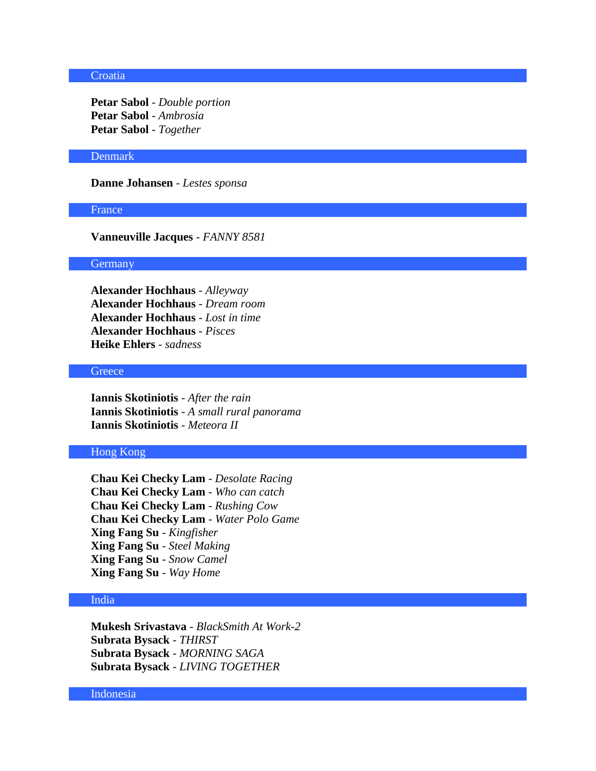## Croatia

**Petar Sabol** - *Double portion*
**Petar Sabol** - *Ambrosia*
**Petar Sabol** - *Together*

## Denmark

**Danne Johansen** - *Lestes sponsa*

## France

**Vanneuville Jacques** - *FANNY 8581*

## Germany

**Alexander Hochhaus** - *Alleyway*
**Alexander Hochhaus** - *Dream room*
**Alexander Hochhaus** - *Lost in time*
**Alexander Hochhaus** - *Pisces*
**Heike Ehlers** - *sadness*

## Greece

**Iannis Skotiniotis** - *After the rain*
**Iannis Skotiniotis** - *A small rural panorama*
**Iannis Skotiniotis** - *Meteora II*

## Hong Kong

**Chau Kei Checky Lam** - *Desolate Racing*
**Chau Kei Checky Lam** - *Who can catch*
**Chau Kei Checky Lam** - *Rushing Cow*
**Chau Kei Checky Lam** - *Water Polo Game*
**Xing Fang Su** - *Kingfisher*
**Xing Fang Su** - *Steel Making*
**Xing Fang Su** - *Snow Camel*
**Xing Fang Su** - *Way Home*

## India

**Mukesh Srivastava** - *BlackSmith At Work-2*
**Subrata Bysack** - *THIRST*
**Subrata Bysack** - *MORNING SAGA*
**Subrata Bysack** - *LIVING TOGETHER*

## Indonesia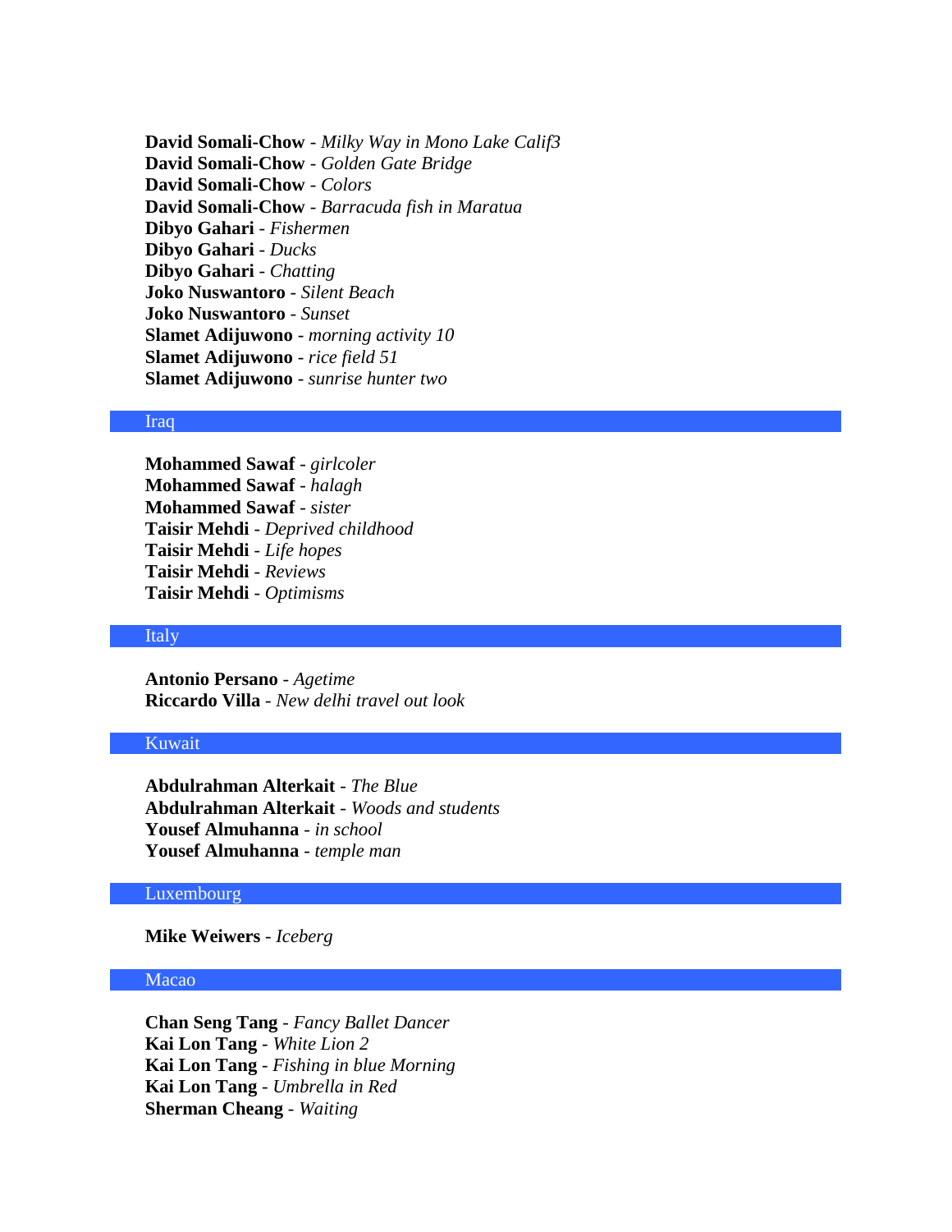**David Somali-Chow** - *Milky Way in Mono Lake Calif3*
**David Somali-Chow** - *Golden Gate Bridge*
**David Somali-Chow** - *Colors*
**David Somali-Chow** - *Barracuda fish in Maratua*
**Dibyo Gahari** - *Fishermen*
**Dibyo Gahari** - *Ducks*
**Dibyo Gahari** - *Chatting*
**Joko Nuswantoro** - *Silent Beach*
**Joko Nuswantoro** - *Sunset*
**Slamet Adijuwono** - *morning activity 10*
**Slamet Adijuwono** - *rice field 51*
**Slamet Adijuwono** - *sunrise hunter two*

## Iraq

**Mohammed Sawaf** - *girlcoler*
**Mohammed Sawaf** - *halagh*
**Mohammed Sawaf** - *sister*
**Taisir Mehdi** - *Deprived childhood*
**Taisir Mehdi** - *Life hopes*
**Taisir Mehdi** - *Reviews*
**Taisir Mehdi** - *Optimisms*

## Italy

**Antonio Persano** - *Agetime*
**Riccardo Villa** - *New delhi travel out look*

## Kuwait

**Abdulrahman Alterkait** - *The Blue*
**Abdulrahman Alterkait** - *Woods and students*
**Yousef Almuhanna** - *in school*
**Yousef Almuhanna** - *temple man*

## Luxembourg

**Mike Weiwers** - *Iceberg*

## Macao

**Chan Seng Tang** - *Fancy Ballet Dancer*
**Kai Lon Tang** - *White Lion 2*
**Kai Lon Tang** - *Fishing in blue Morning*
**Kai Lon Tang** - *Umbrella in Red*
**Sherman Cheang** - *Waiting*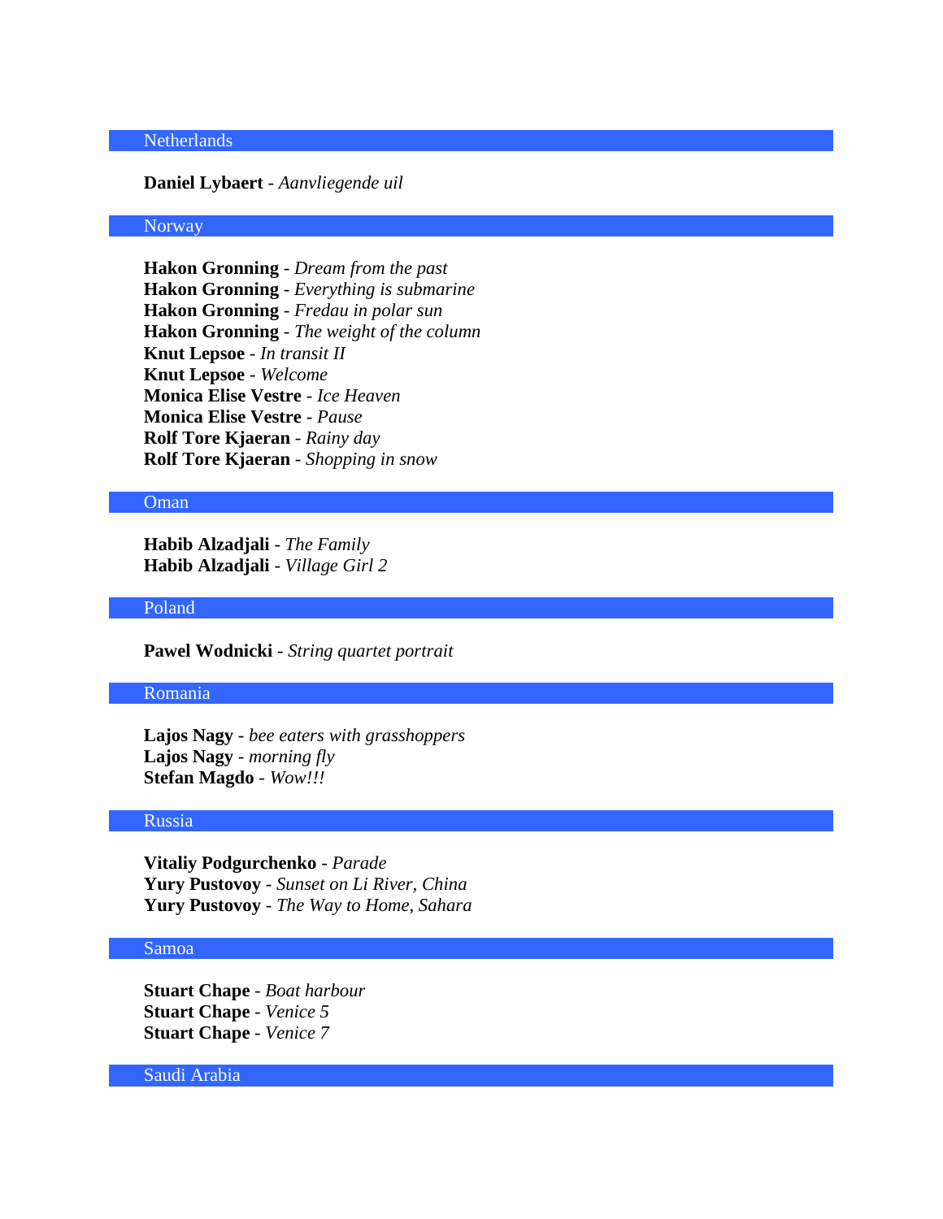## Netherlands

**Daniel Lybaert** - *Aanvliegende uil*

## Norway

**Hakon Gronning** - *Dream from the past*
**Hakon Gronning** - *Everything is submarine*
**Hakon Gronning** - *Fredau in polar sun*
**Hakon Gronning** - *The weight of the column*
**Knut Lepsoe** - *In transit II*
**Knut Lepsoe** - *Welcome*
**Monica Elise Vestre** - *Ice Heaven*
**Monica Elise Vestre** - *Pause*
**Rolf Tore Kjaeran** - *Rainy day*
**Rolf Tore Kjaeran** - *Shopping in snow*

## Oman

**Habib Alzadjali** - *The Family*
**Habib Alzadjali** - *Village Girl 2*

## Poland

**Pawel Wodnicki** - *String quartet portrait*

## Romania

**Lajos Nagy** - *bee eaters with grasshoppers*
**Lajos Nagy** - *morning fly*
**Stefan Magdo** - *Wow!!!*

## Russia

**Vitaliy Podgurchenko** - *Parade*
**Yury Pustovoy** - *Sunset on Li River, China*
**Yury Pustovoy** - *The Way to Home, Sahara*

## Samoa

**Stuart Chape** - *Boat harbour*
**Stuart Chape** - *Venice 5*
**Stuart Chape** - *Venice 7*

## Saudi Arabia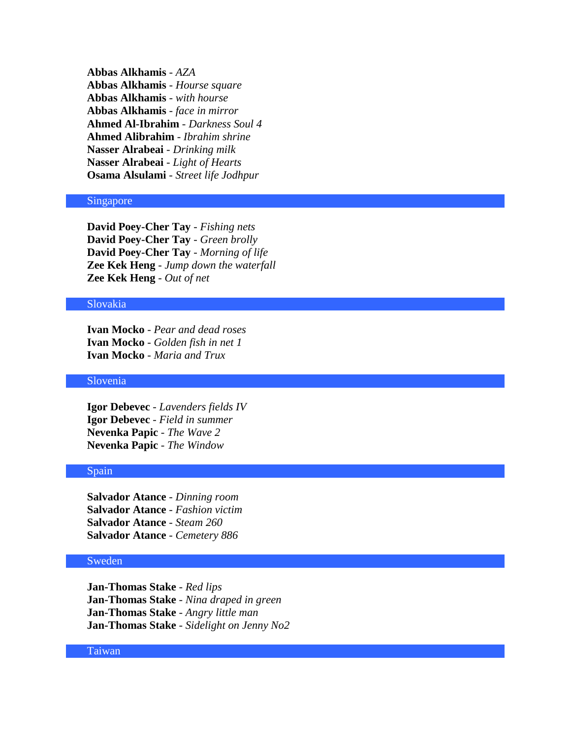**Abbas Alkhamis** - *AZA*
**Abbas Alkhamis** - *Hourse square*
**Abbas Alkhamis** - *with hourse*
**Abbas Alkhamis** - *face in mirror*
**Ahmed Al-Ibrahim** - *Darkness Soul 4*
**Ahmed Alibrahim** - *Ibrahim shrine*
**Nasser Alrabeai** - *Drinking milk*
**Nasser Alrabeai** - *Light of Hearts*
**Osama Alsulami** - *Street life Jodhpur*

## Singapore

**David Poey-Cher Tay** - *Fishing nets*
**David Poey-Cher Tay** - *Green brolly*
**David Poey-Cher Tay** - *Morning of life*
**Zee Kek Heng** - *Jump down the waterfall*
**Zee Kek Heng** - *Out of net*

## Slovakia

**Ivan Mocko** - *Pear and dead roses*
**Ivan Mocko** - *Golden fish in net 1*
**Ivan Mocko** - *Maria and Trux*

## Slovenia

**Igor Debevec** - *Lavenders fields IV*
**Igor Debevec** - *Field in summer*
**Nevenka Papic** - *The Wave 2*
**Nevenka Papic** - *The Window*

## Spain

**Salvador Atance** - *Dinning room*
**Salvador Atance** - *Fashion victim*
**Salvador Atance** - *Steam 260*
**Salvador Atance** - *Cemetery 886*

## Sweden

**Jan-Thomas Stake** - *Red lips*
**Jan-Thomas Stake** - *Nina draped in green*
**Jan-Thomas Stake** - *Angry little man*
**Jan-Thomas Stake** - *Sidelight on Jenny No2*

## Taiwan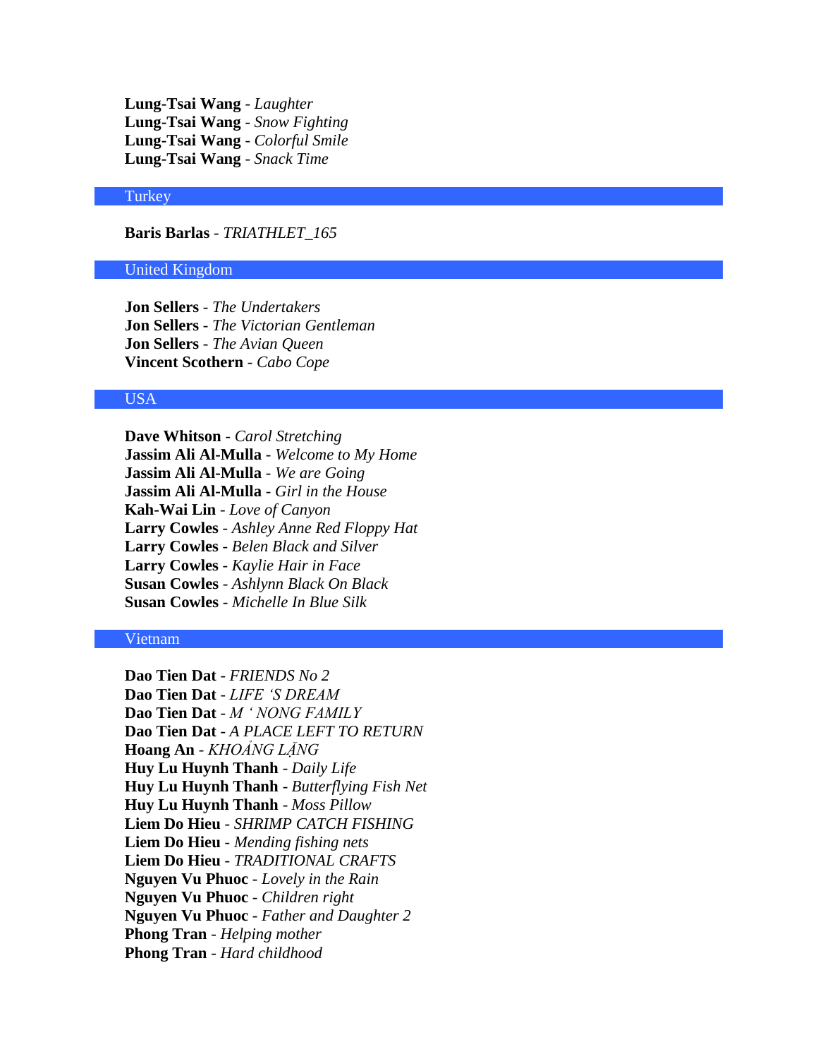**Lung-Tsai Wang** - *Laughter*
**Lung-Tsai Wang** - *Snow Fighting*
**Lung-Tsai Wang** - *Colorful Smile*
**Lung-Tsai Wang** - *Snack Time*

## Turkey

**Baris Barlas** - *TRIATHLET_165*

## United Kingdom

**Jon Sellers** - *The Undertakers*
**Jon Sellers** - *The Victorian Gentleman*
**Jon Sellers** - *The Avian Queen*
**Vincent Scothern** - *Cabo Cope*

## USA

**Dave Whitson** - *Carol Stretching*
**Jassim Ali Al-Mulla** - *Welcome to My Home*
**Jassim Ali Al-Mulla** - *We are Going*
**Jassim Ali Al-Mulla** - *Girl in the House*
**Kah-Wai Lin** - *Love of Canyon*
**Larry Cowles** - *Ashley Anne Red Floppy Hat*
**Larry Cowles** - *Belen Black and Silver*
**Larry Cowles** - *Kaylie Hair in Face*
**Susan Cowles** - *Ashlynn Black On Black*
**Susan Cowles** - *Michelle In Blue Silk*

## Vietnam

**Dao Tien Dat** - *FRIENDS No 2*
**Dao Tien Dat** - *LIFE 'S DREAM*
**Dao Tien Dat** - *M ' NONG FAMILY*
**Dao Tien Dat** - *A PLACE LEFT TO RETURN*
**Hoang An** - *KHOẢNG LẶNG*
**Huy Lu Huynh Thanh** - *Daily Life*
**Huy Lu Huynh Thanh** - *Butterflying Fish Net*
**Huy Lu Huynh Thanh** - *Moss Pillow*
**Liem Do Hieu** - *SHRIMP CATCH FISHING*
**Liem Do Hieu** - *Mending fishing nets*
**Liem Do Hieu** - *TRADITIONAL CRAFTS*
**Nguyen Vu Phuoc** - *Lovely in the Rain*
**Nguyen Vu Phuoc** - *Children right*
**Nguyen Vu Phuoc** - *Father and Daughter 2*
**Phong Tran** - *Helping mother*
**Phong Tran** - *Hard childhood*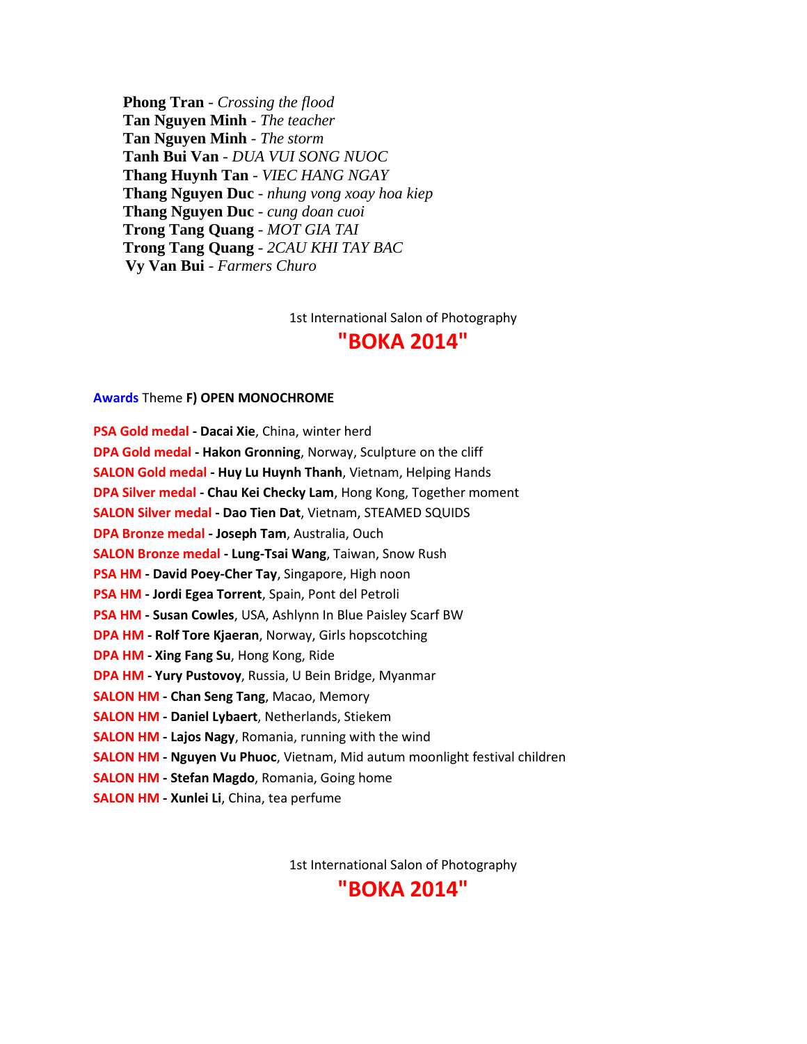**Phong Tran** - *Crossing the flood*
**Tan Nguyen Minh** - *The teacher*
**Tan Nguyen Minh** - *The storm*
**Tanh Bui Van** - *DUA VUI SONG NUOC*
**Thang Huynh Tan** - *VIEC HANG NGAY*
**Thang Nguyen Duc** - *nhung vong xoay hoa kiep*
**Thang Nguyen Duc** - *cung doan cuoi*
**Trong Tang Quang** - *MOT GIA TAI*
**Trong Tang Quang** - *2CAU KHI TAY BAC*
**Vy Van Bui** - *Farmers Churo*

1st International Salon of Photography

## "BOKA 2014"

**Awards** Theme **F) OPEN MONOCHROME**

**PSA Gold medal - Dacai Xie**, China, winter herd
**DPA Gold medal - Hakon Gronning**, Norway, Sculpture on the cliff
**SALON Gold medal - Huy Lu Huynh Thanh**, Vietnam, Helping Hands
**DPA Silver medal - Chau Kei Checky Lam**, Hong Kong, Together moment
**SALON Silver medal - Dao Tien Dat**, Vietnam, STEAMED SQUIDS
**DPA Bronze medal - Joseph Tam**, Australia, Ouch
**SALON Bronze medal - Lung-Tsai Wang**, Taiwan, Snow Rush
**PSA HM - David Poey-Cher Tay**, Singapore, High noon
**PSA HM - Jordi Egea Torrent**, Spain, Pont del Petroli
**PSA HM - Susan Cowles**, USA, Ashlynn In Blue Paisley Scarf BW
**DPA HM - Rolf Tore Kjaeran**, Norway, Girls hopscotching
**DPA HM - Xing Fang Su**, Hong Kong, Ride
**DPA HM - Yury Pustovoy**, Russia, U Bein Bridge, Myanmar
**SALON HM - Chan Seng Tang**, Macao, Memory
**SALON HM - Daniel Lybaert**, Netherlands, Stiekem
**SALON HM - Lajos Nagy**, Romania, running with the wind
**SALON HM - Nguyen Vu Phuoc**, Vietnam, Mid autum moonlight festival children
**SALON HM - Stefan Magdo**, Romania, Going home
**SALON HM - Xunlei Li**, China, tea perfume

1st International Salon of Photography

## "BOKA 2014"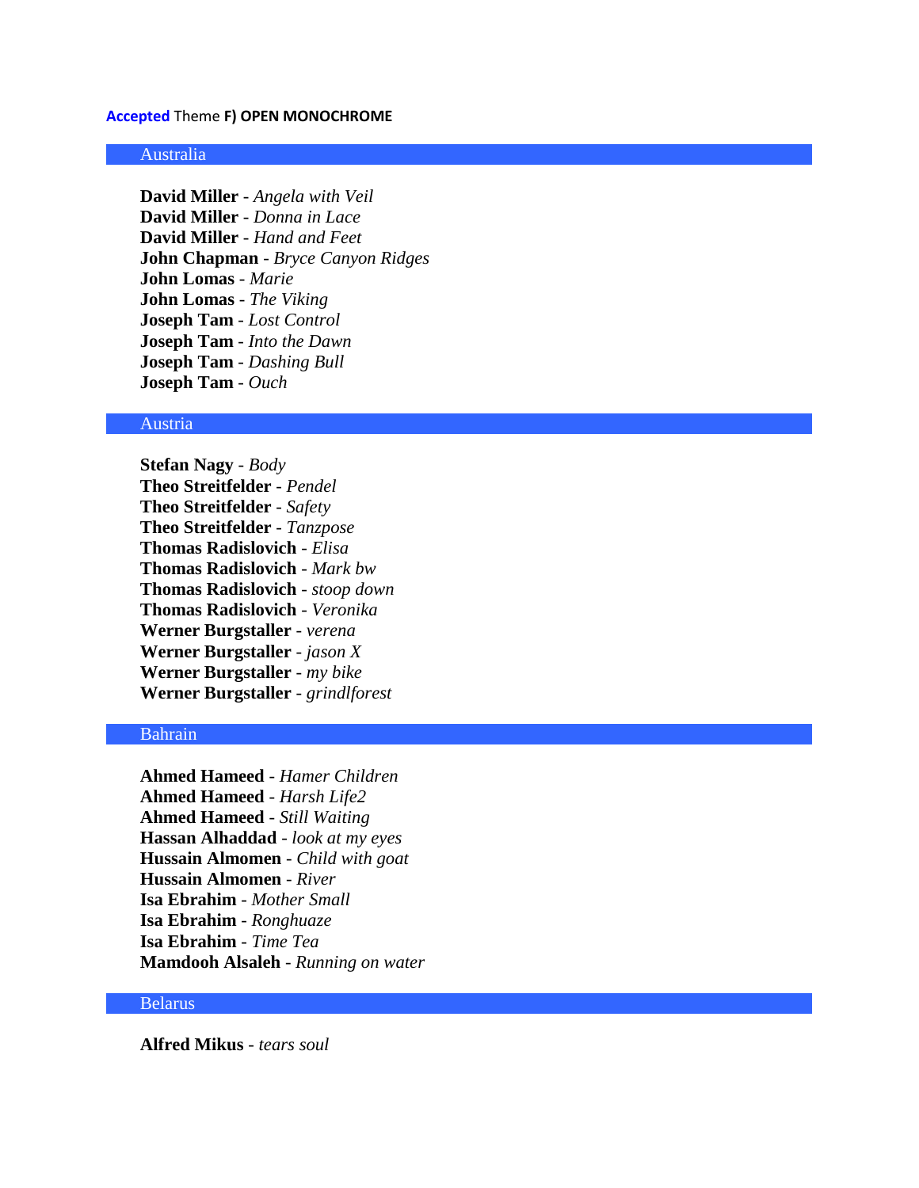**Accepted** Theme **F) OPEN MONOCHROME**

## Australia

**David Miller** - *Angela with Veil*
**David Miller** - *Donna in Lace*
**David Miller** - *Hand and Feet*
**John Chapman** - *Bryce Canyon Ridges*
**John Lomas** - *Marie*
**John Lomas** - *The Viking*
**Joseph Tam** - *Lost Control*
**Joseph Tam** - *Into the Dawn*
**Joseph Tam** - *Dashing Bull*
**Joseph Tam** - *Ouch*

## Austria

**Stefan Nagy** - *Body*
**Theo Streitfelder** - *Pendel*
**Theo Streitfelder** - *Safety*
**Theo Streitfelder** - *Tanzpose*
**Thomas Radislovich** - *Elisa*
**Thomas Radislovich** - *Mark bw*
**Thomas Radislovich** - *stoop down*
**Thomas Radislovich** - *Veronika*
**Werner Burgstaller** - *verena*
**Werner Burgstaller** - *jason X*
**Werner Burgstaller** - *my bike*
**Werner Burgstaller** - *grindlforest*

## Bahrain

**Ahmed Hameed** - *Hamer Children*
**Ahmed Hameed** - *Harsh Life2*
**Ahmed Hameed** - *Still Waiting*
**Hassan Alhaddad** - *look at my eyes*
**Hussain Almomen** - *Child with goat*
**Hussain Almomen** - *River*
**Isa Ebrahim** - *Mother Small*
**Isa Ebrahim** - *Ronghuaze*
**Isa Ebrahim** - *Time Tea*
**Mamdooh Alsaleh** - *Running on water*

## Belarus

**Alfred Mikus** - *tears soul*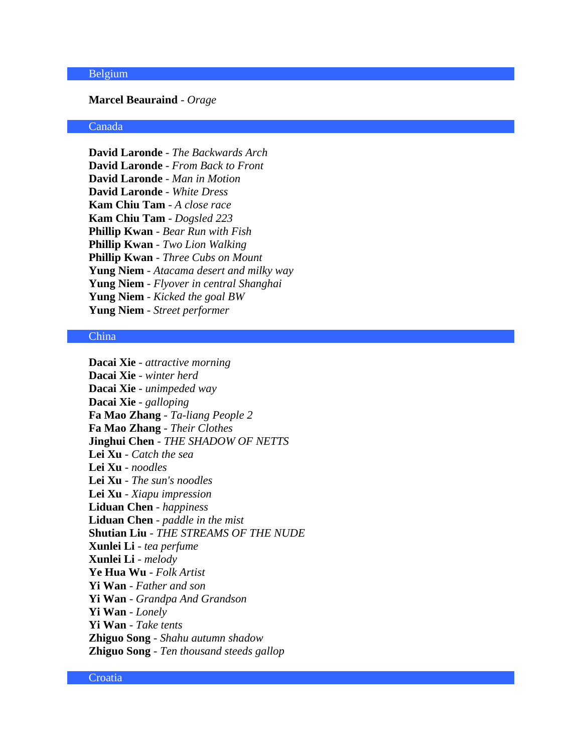## Belgium

**Marcel Beauraind** - *Orage*

## Canada

**David Laronde** - *The Backwards Arch*
**David Laronde** - *From Back to Front*
**David Laronde** - *Man in Motion*
**David Laronde** - *White Dress*
**Kam Chiu Tam** - *A close race*
**Kam Chiu Tam** - *Dogsled 223*
**Phillip Kwan** - *Bear Run with Fish*
**Phillip Kwan** - *Two Lion Walking*
**Phillip Kwan** - *Three Cubs on Mount*
**Yung Niem** - *Atacama desert and milky way*
**Yung Niem** - *Flyover in central Shanghai*
**Yung Niem** - *Kicked the goal BW*
**Yung Niem** - *Street performer*

## China

**Dacai Xie** - *attractive morning*
**Dacai Xie** - *winter herd*
**Dacai Xie** - *unimpeded way*
**Dacai Xie** - *galloping*
**Fa Mao Zhang** - *Ta-liang People 2*
**Fa Mao Zhang** - *Their Clothes*
**Jinghui Chen** - *THE SHADOW OF NETTS*
**Lei Xu** - *Catch the sea*
**Lei Xu** - *noodles*
**Lei Xu** - *The sun's noodles*
**Lei Xu** - *Xiapu impression*
**Liduan Chen** - *happiness*
**Liduan Chen** - *paddle in the mist*
**Shutian Liu** - *THE STREAMS OF THE NUDE*
**Xunlei Li** - *tea perfume*
**Xunlei Li** - *melody*
**Ye Hua Wu** - *Folk Artist*
**Yi Wan** - *Father and son*
**Yi Wan** - *Grandpa And Grandson*
**Yi Wan** - *Lonely*
**Yi Wan** - *Take tents*
**Zhiguo Song** - *Shahu autumn shadow*
**Zhiguo Song** - *Ten thousand steeds gallop*

## Croatia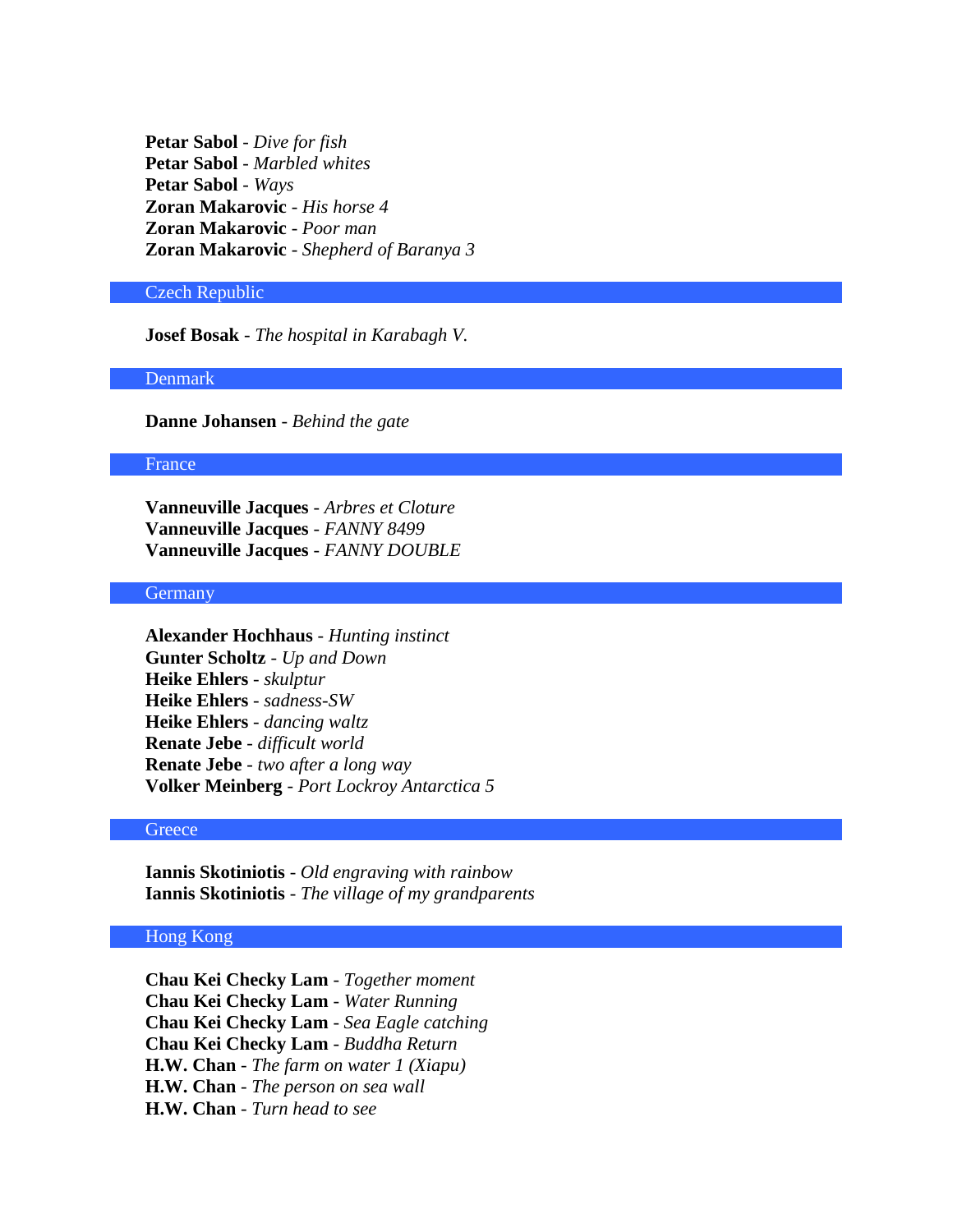**Petar Sabol** - *Dive for fish*
**Petar Sabol** - *Marbled whites*
**Petar Sabol** - *Ways*
**Zoran Makarovic** - *His horse 4*
**Zoran Makarovic** - *Poor man*
**Zoran Makarovic** - *Shepherd of Baranya 3*

## Czech Republic

**Josef Bosak** - *The hospital in Karabagh V.*

## Denmark

**Danne Johansen** - *Behind the gate*

## France

**Vanneuville Jacques** - *Arbres et Cloture*
**Vanneuville Jacques** - *FANNY 8499*
**Vanneuville Jacques** - *FANNY DOUBLE*

## Germany

**Alexander Hochhaus** - *Hunting instinct*
**Gunter Scholtz** - *Up and Down*
**Heike Ehlers** - *skulptur*
**Heike Ehlers** - *sadness-SW*
**Heike Ehlers** - *dancing waltz*
**Renate Jebe** - *difficult world*
**Renate Jebe** - *two after a long way*
**Volker Meinberg** - *Port Lockroy Antarctica 5*

## Greece

**Iannis Skotiniotis** - *Old engraving with rainbow*
**Iannis Skotiniotis** - *The village of my grandparents*

## Hong Kong

**Chau Kei Checky Lam** - *Together moment*
**Chau Kei Checky Lam** - *Water Running*
**Chau Kei Checky Lam** - *Sea Eagle catching*
**Chau Kei Checky Lam** - *Buddha Return*
**H.W. Chan** - *The farm on water 1 (Xiapu)*
**H.W. Chan** - *The person on sea wall*
**H.W. Chan** - *Turn head to see*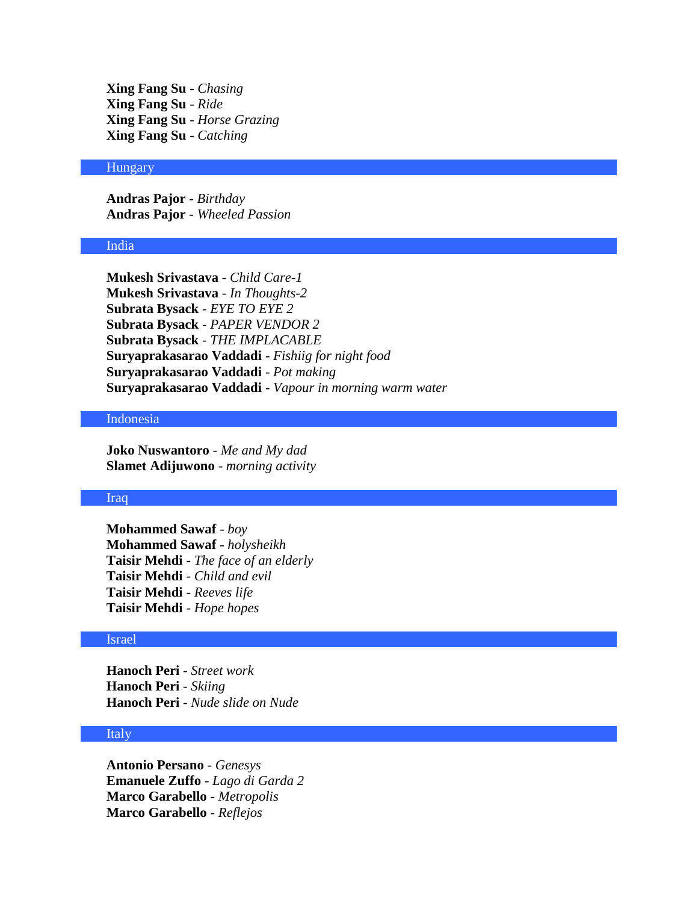**Xing Fang Su** - *Chasing*
**Xing Fang Su** - *Ride*
**Xing Fang Su** - *Horse Grazing*
**Xing Fang Su** - *Catching*

## Hungary

**Andras Pajor** - *Birthday*
**Andras Pajor** - *Wheeled Passion*

## India

**Mukesh Srivastava** - *Child Care-1*
**Mukesh Srivastava** - *In Thoughts-2*
**Subrata Bysack** - *EYE TO EYE 2*
**Subrata Bysack** - *PAPER VENDOR 2*
**Subrata Bysack** - *THE IMPLACABLE*
**Suryaprakasarao Vaddadi** - *Fishiig for night food*
**Suryaprakasarao Vaddadi** - *Pot making*
**Suryaprakasarao Vaddadi** - *Vapour in morning warm water*

## Indonesia

**Joko Nuswantoro** - *Me and My dad*
**Slamet Adijuwono** - *morning activity*

## Iraq

**Mohammed Sawaf** - *boy*
**Mohammed Sawaf** - *holysheikh*
**Taisir Mehdi** - *The face of an elderly*
**Taisir Mehdi** - *Child and evil*
**Taisir Mehdi** - *Reeves life*
**Taisir Mehdi** - *Hope hopes*

## Israel

**Hanoch Peri** - *Street work*
**Hanoch Peri** - *Skiing*
**Hanoch Peri** - *Nude slide on Nude*

## Italy

**Antonio Persano** - *Genesys*
**Emanuele Zuffo** - *Lago di Garda 2*
**Marco Garabello** - *Metropolis*
**Marco Garabello** - *Reflejos*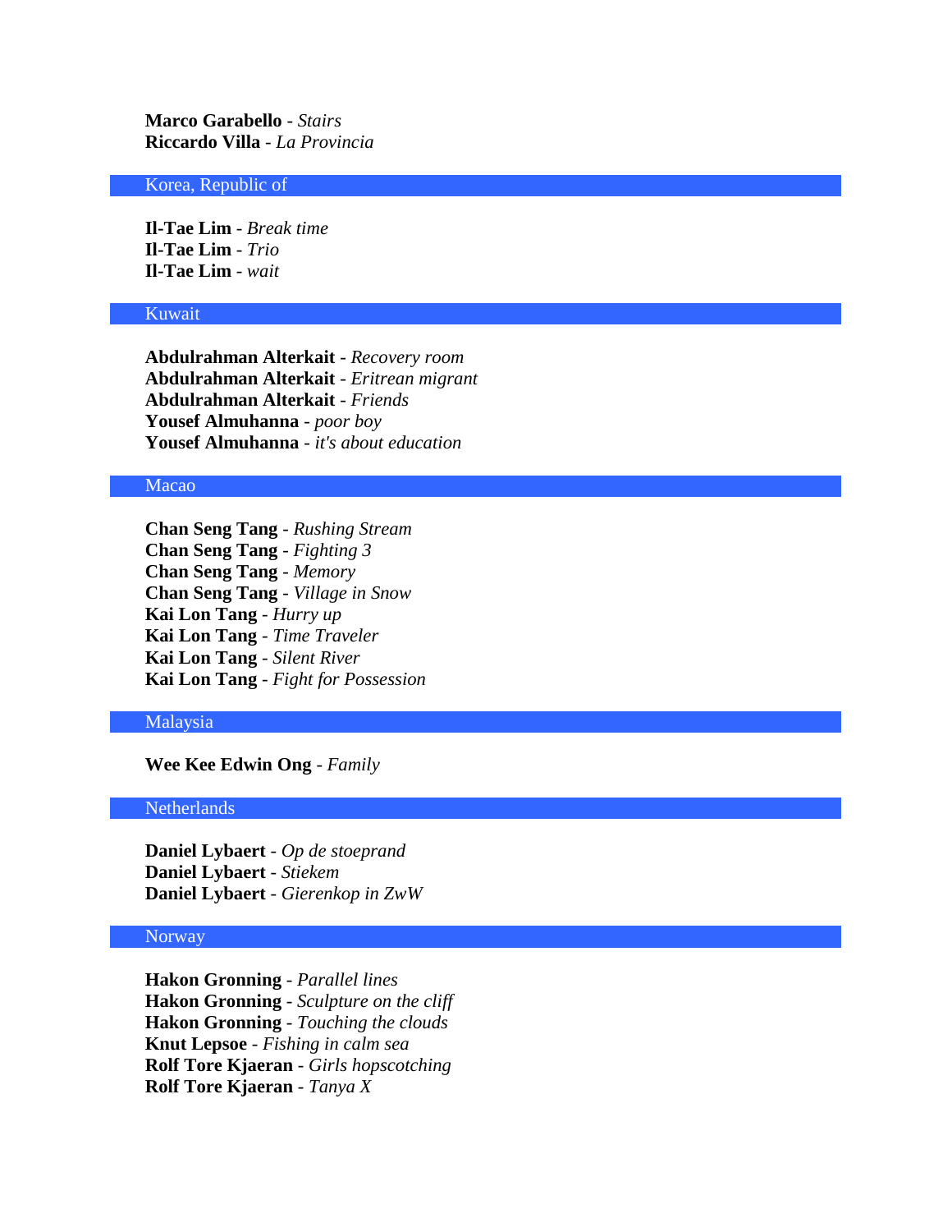**Marco Garabello** - *Stairs*
**Riccardo Villa** - *La Provincia*

## Korea, Republic of

**Il-Tae Lim** - *Break time*
**Il-Tae Lim** - *Trio*
**Il-Tae Lim** - *wait*

## Kuwait

**Abdulrahman Alterkait** - *Recovery room*
**Abdulrahman Alterkait** - *Eritrean migrant*
**Abdulrahman Alterkait** - *Friends*
**Yousef Almuhanna** - *poor boy*
**Yousef Almuhanna** - *it's about education*

## Macao

**Chan Seng Tang** - *Rushing Stream*
**Chan Seng Tang** - *Fighting 3*
**Chan Seng Tang** - *Memory*
**Chan Seng Tang** - *Village in Snow*
**Kai Lon Tang** - *Hurry up*
**Kai Lon Tang** - *Time Traveler*
**Kai Lon Tang** - *Silent River*
**Kai Lon Tang** - *Fight for Possession*

## Malaysia

**Wee Kee Edwin Ong** - *Family*

## Netherlands

**Daniel Lybaert** - *Op de stoeprand*
**Daniel Lybaert** - *Stiekem*
**Daniel Lybaert** - *Gierenkop in ZwW*

## Norway

**Hakon Gronning** - *Parallel lines*
**Hakon Gronning** - *Sculpture on the cliff*
**Hakon Gronning** - *Touching the clouds*
**Knut Lepsoe** - *Fishing in calm sea*
**Rolf Tore Kjaeran** - *Girls hopscotching*
**Rolf Tore Kjaeran** - *Tanya X*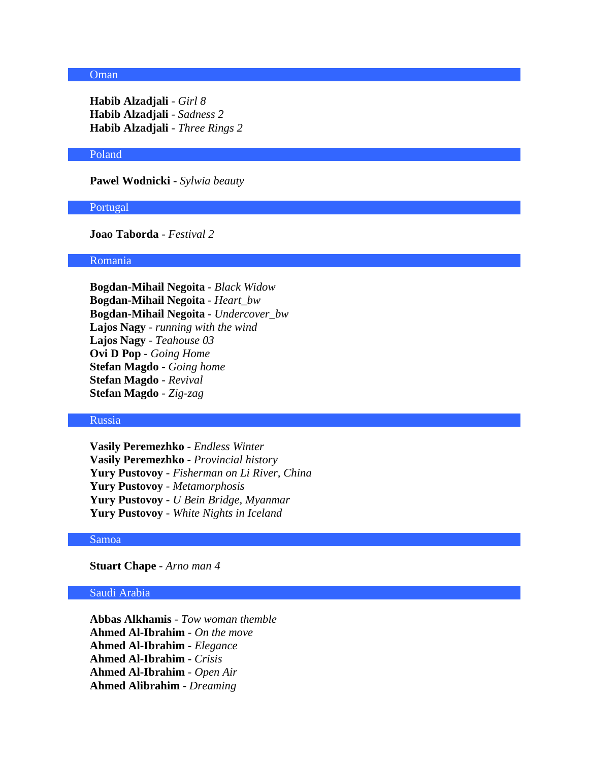## Oman

**Habib Alzadjali** - *Girl 8*
**Habib Alzadjali** - *Sadness 2*
**Habib Alzadjali** - *Three Rings 2*

## Poland

**Pawel Wodnicki** - *Sylwia beauty*

## Portugal

**Joao Taborda** - *Festival 2*

## Romania

**Bogdan-Mihail Negoita** - *Black Widow*
**Bogdan-Mihail Negoita** - *Heart_bw*
**Bogdan-Mihail Negoita** - *Undercover_bw*
**Lajos Nagy** - *running with the wind*
**Lajos Nagy** - *Teahouse 03*
**Ovi D Pop** - *Going Home*
**Stefan Magdo** - *Going home*
**Stefan Magdo** - *Revival*
**Stefan Magdo** - *Zig-zag*

## Russia

**Vasily Peremezhko** - *Endless Winter*
**Vasily Peremezhko** - *Provincial history*
**Yury Pustovoy** - *Fisherman on Li River, China*
**Yury Pustovoy** - *Metamorphosis*
**Yury Pustovoy** - *U Bein Bridge, Myanmar*
**Yury Pustovoy** - *White Nights in Iceland*

## Samoa

**Stuart Chape** - *Arno man 4*

## Saudi Arabia

**Abbas Alkhamis** - *Tow woman themble*
**Ahmed Al-Ibrahim** - *On the move*
**Ahmed Al-Ibrahim** - *Elegance*
**Ahmed Al-Ibrahim** - *Crisis*
**Ahmed Al-Ibrahim** - *Open Air*
**Ahmed Alibrahim** - *Dreaming*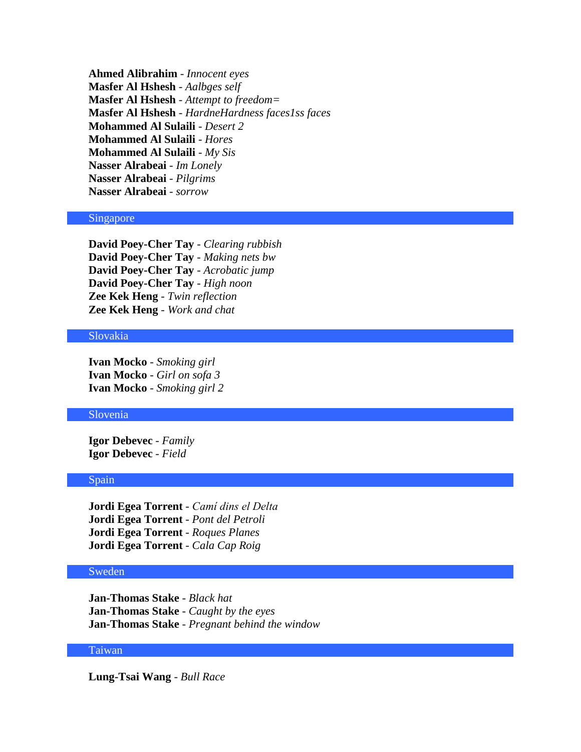**Ahmed Alibrahim** - *Innocent eyes*
**Masfer Al Hshesh** - *Aalbges self*
**Masfer Al Hshesh** - *Attempt to freedom=*
**Masfer Al Hshesh** - *HardneHardness faces1ss faces*
**Mohammed Al Sulaili** - *Desert 2*
**Mohammed Al Sulaili** - *Hores*
**Mohammed Al Sulaili** - *My Sis*
**Nasser Alrabeai** - *Im Lonely*
**Nasser Alrabeai** - *Pilgrims*
**Nasser Alrabeai** - *sorrow*

## Singapore

**David Poey-Cher Tay** - *Clearing rubbish*
**David Poey-Cher Tay** - *Making nets bw*
**David Poey-Cher Tay** - *Acrobatic jump*
**David Poey-Cher Tay** - *High noon*
**Zee Kek Heng** - *Twin reflection*
**Zee Kek Heng** - *Work and chat*

## Slovakia

**Ivan Mocko** - *Smoking girl*
**Ivan Mocko** - *Girl on sofa 3*
**Ivan Mocko** - *Smoking girl 2*

## Slovenia

**Igor Debevec** - *Family*
**Igor Debevec** - *Field*

## Spain

**Jordi Egea Torrent** - *Camí dins el Delta*
**Jordi Egea Torrent** - *Pont del Petroli*
**Jordi Egea Torrent** - *Roques Planes*
**Jordi Egea Torrent** - *Cala Cap Roig*

## Sweden

**Jan-Thomas Stake** - *Black hat*
**Jan-Thomas Stake** - *Caught by the eyes*
**Jan-Thomas Stake** - *Pregnant behind the window*

## Taiwan

**Lung-Tsai Wang** - *Bull Race*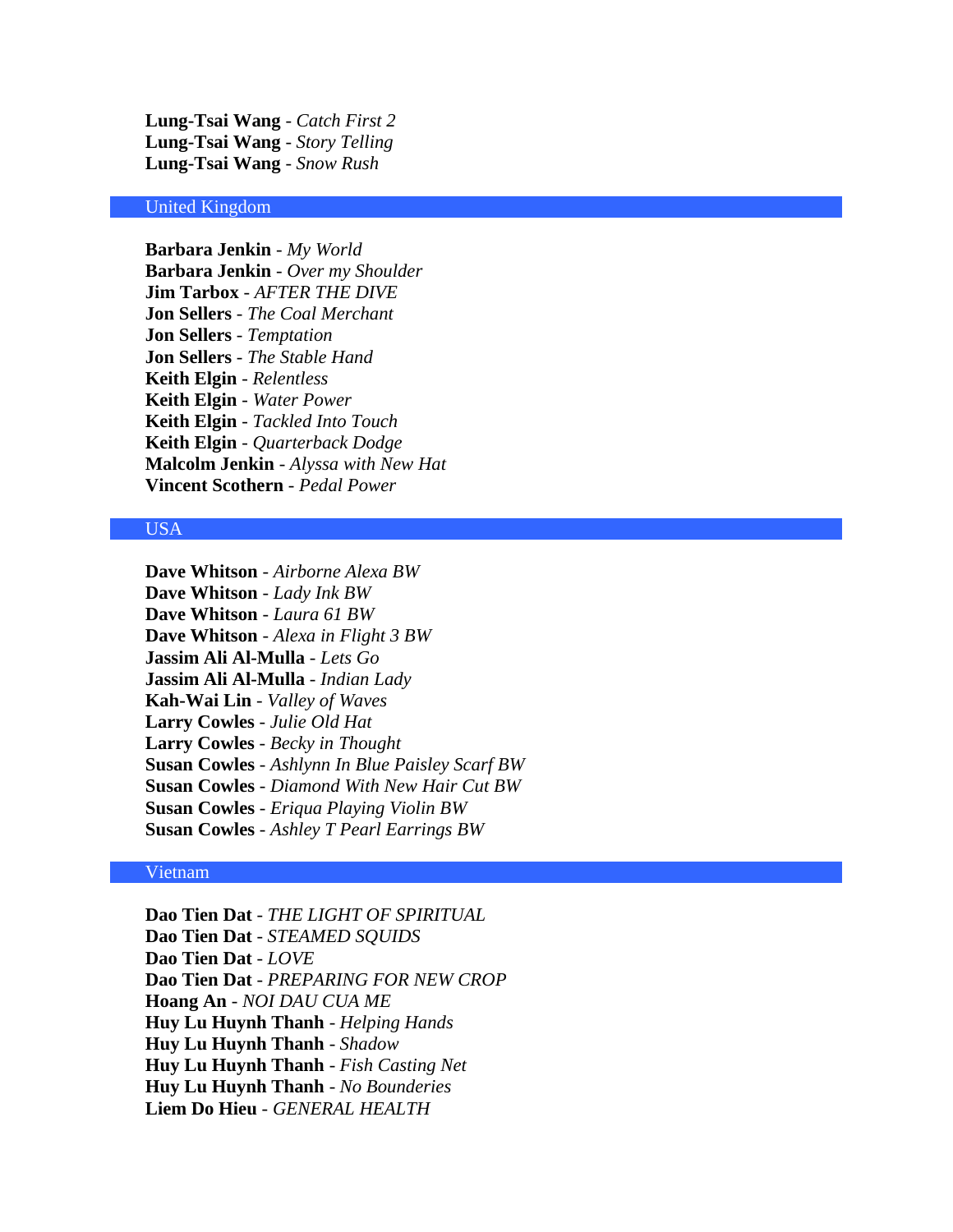**Lung-Tsai Wang** - *Catch First 2*
**Lung-Tsai Wang** - *Story Telling*
**Lung-Tsai Wang** - *Snow Rush*

## United Kingdom

**Barbara Jenkin** - *My World*
**Barbara Jenkin** - *Over my Shoulder*
**Jim Tarbox** - *AFTER THE DIVE*
**Jon Sellers** - *The Coal Merchant*
**Jon Sellers** - *Temptation*
**Jon Sellers** - *The Stable Hand*
**Keith Elgin** - *Relentless*
**Keith Elgin** - *Water Power*
**Keith Elgin** - *Tackled Into Touch*
**Keith Elgin** - *Quarterback Dodge*
**Malcolm Jenkin** - *Alyssa with New Hat*
**Vincent Scothern** - *Pedal Power*

## USA

**Dave Whitson** - *Airborne Alexa BW*
**Dave Whitson** - *Lady Ink BW*
**Dave Whitson** - *Laura 61 BW*
**Dave Whitson** - *Alexa in Flight 3 BW*
**Jassim Ali Al-Mulla** - *Lets Go*
**Jassim Ali Al-Mulla** - *Indian Lady*
**Kah-Wai Lin** - *Valley of Waves*
**Larry Cowles** - *Julie Old Hat*
**Larry Cowles** - *Becky in Thought*
**Susan Cowles** - *Ashlynn In Blue Paisley Scarf BW*
**Susan Cowles** - *Diamond With New Hair Cut BW*
**Susan Cowles** - *Eriqua Playing Violin BW*
**Susan Cowles** - *Ashley T Pearl Earrings BW*

## Vietnam

**Dao Tien Dat** - *THE LIGHT OF SPIRITUAL*
**Dao Tien Dat** - *STEAMED SQUIDS*
**Dao Tien Dat** - *LOVE*
**Dao Tien Dat** - *PREPARING FOR NEW CROP*
**Hoang An** - *NOI DAU CUA ME*
**Huy Lu Huynh Thanh** - *Helping Hands*
**Huy Lu Huynh Thanh** - *Shadow*
**Huy Lu Huynh Thanh** - *Fish Casting Net*
**Huy Lu Huynh Thanh** - *No Bounderies*
**Liem Do Hieu** - *GENERAL HEALTH*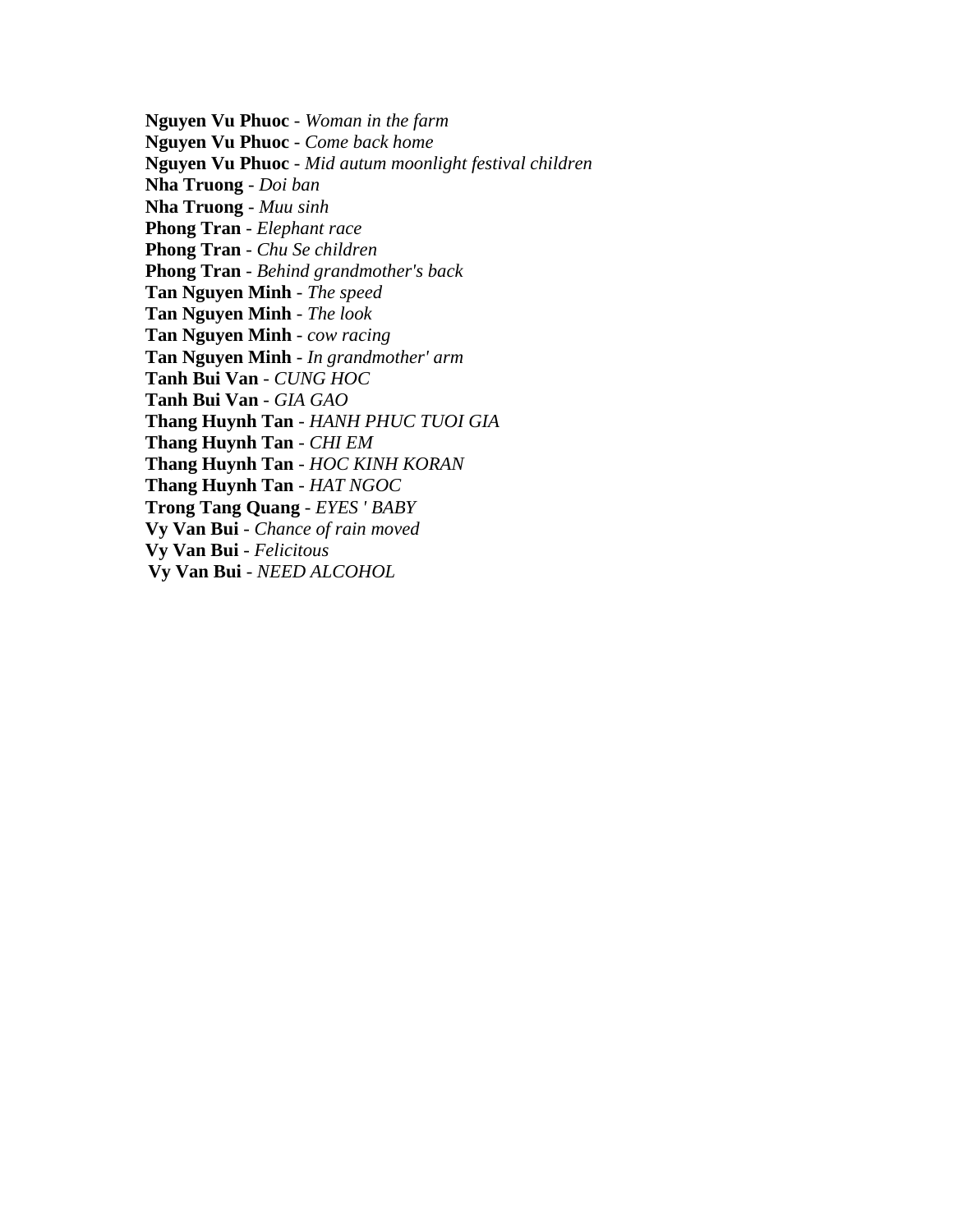**Nguyen Vu Phuoc** - *Woman in the farm*
**Nguyen Vu Phuoc** - *Come back home*
**Nguyen Vu Phuoc** - *Mid autum moonlight festival children*
**Nha Truong** - *Doi ban*
**Nha Truong** - *Muu sinh*
**Phong Tran** - *Elephant race*
**Phong Tran** - *Chu Se children*
**Phong Tran** - *Behind grandmother's back*
**Tan Nguyen Minh** - *The speed*
**Tan Nguyen Minh** - *The look*
**Tan Nguyen Minh** - *cow racing*
**Tan Nguyen Minh** - *In grandmother' arm*
**Tanh Bui Van** - *CUNG HOC*
**Tanh Bui Van** - *GIA GAO*
**Thang Huynh Tan** - *HANH PHUC TUOI GIA*
**Thang Huynh Tan** - *CHI EM*
**Thang Huynh Tan** - *HOC KINH KORAN*
**Thang Huynh Tan** - *HAT NGOC*
**Trong Tang Quang** - *EYES ' BABY*
**Vy Van Bui** - *Chance of rain moved*
**Vy Van Bui** - *Felicitous*
**Vy Van Bui** - *NEED ALCOHOL*